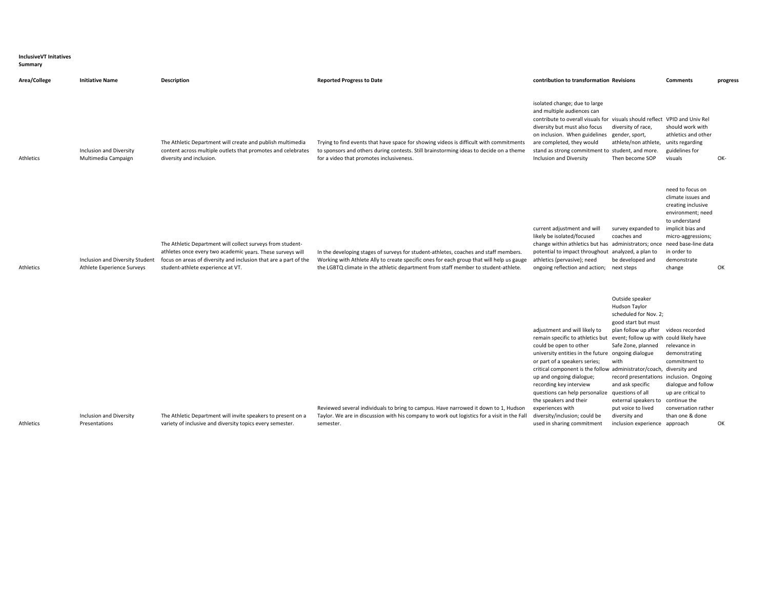**InclusiveVT Initatives**
**Summary**

| Area/College | Initiative Name | Description | Reported Progress to Date | contribution to transformation | Revisions | Comments | progress |
|---|---|---|---|---|---|---|---|
| Athletics | Inclusion and Diversity Multimedia Campaign | The Athletic Department will create and publish multimedia content across multiple outlets that promotes and celebrates diversity and inclusion. | Trying to find events that have space for showing videos is difficult with commitments to sponsors and others during contests. Still brainstorming ideas to decide on a theme for a video that promotes inclusiveness. | isolated change; due to large and multiple audiences can contribute to overall visuals for diversity but must also focus on inclusion. When guidelines are completed, they would stand as strong commitment to Inclusion and Diversity | visuals should reflect diversity of race, gender, sport, athlete/non athlete, student, and more. Then become SOP | VPID and Univ Rel should work with athletics and other units regarding guidelines for visuals | OK- |
| Athletics | Inclusion and Diversity Student Athlete Experience Surveys | The Athletic Department will collect surveys from student-athletes once every two academic years. These surveys will focus on areas of diversity and inclusion that are a part of the student-athlete experience at VT. | In the developing stages of surveys for student-athletes, coaches and staff members. Working with Athlete Ally to create specific ones for each group that will help us gauge the LGBTQ climate in the athletic department from staff member to student-athlete. | current adjustment and will likely be isolated/focused change within athletics but has potential to impact throughout athletics (pervasive); need ongoing reflection and action; | survey expanded to coaches and administrators; once analyzed, a plan to be developed and next steps | need to focus on climate issues and creating inclusive environment; need to understand implicit bias and micro-aggressions; need base-line data in order to demonstrate change | OK |
| Athletics | Inclusion and Diversity Presentations | The Athletic Department will invite speakers to present on a variety of inclusive and diversity topics every semester. | Reviewed several individuals to bring to campus. Have narrowed it down to 1, Hudson Taylor. We are in discussion with his company to work out logistics for a visit in the Fall semester. | adjustment and will likely to remain specific to athletics but could be open to other university entities in the future or part of a speakers series; critical component is the follow up and ongoing dialogue; recording key interview questions can help personalize the speakers and their experiences with diversity/inclusion; could be used in sharing commitment | Outside speaker Hudson Taylor scheduled for Nov. 2; good start but must plan follow up after event; follow up with Safe Zone, planned ongoing dialogue with administrator/coach, record presentations and ask specific questions of all external speakers to put voice to lived diversity and inclusion experience | videos recorded could likely have relevance in demonstrating commitment to diversity and inclusion. Ongoing dialogue and follow up are critical to continue the conversation rather than one & done approach | OK |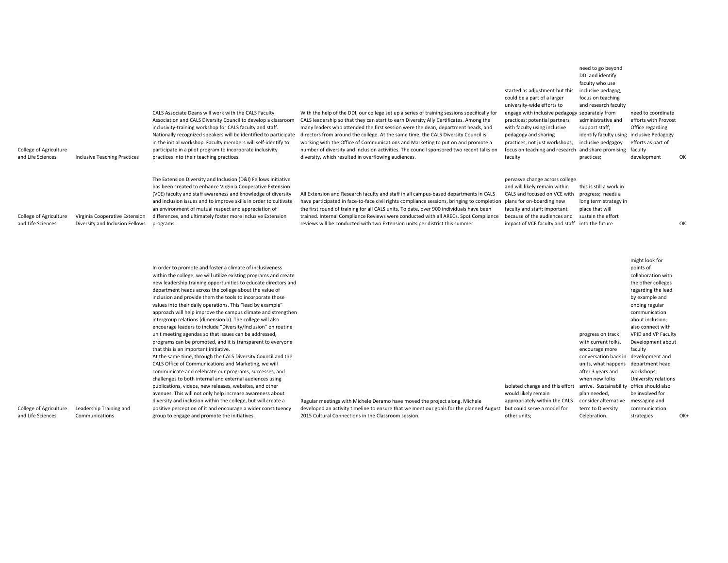| | | | | | | | |
|---|---|---|---|---|---|---|---|
| College of Agriculture and Life Sciences | Inclusive Teaching Practices | CALS Associate Deans will work with the CALS Faculty Association and CALS Diversity Council to develop a classroom inclusivity-training workshop for CALS faculty and staff. Nationally recognized speakers will be identified to participate in the initial workshop. Faculty members will self-identify to participate in a pilot program to incorporate inclusivity practices into their teaching practices. | With the help of the DDI, our college set up a series of training sessions specifically for CALS leadership so that they can start to earn Diversity Ally Certificates. Among the many leaders who attended the first session were the dean, department heads, and directors from around the college. At the same time, the CALS Diversity Council is working with the Office of Communications and Marketing to put on and promote a number of diversity and inclusion activities. The council sponsored two recent talks on diversity, which resulted in overflowing audiences. | started as adjustment but this could be a part of a larger university-wide efforts to engage with inclusive pedagogy practices; potential partners with faculty using inclusive pedagogy and sharing practices; not just workshops; focus on teaching and research faculty | need to go beyond DDI and identify faculty who use inclusive pedagog; focus on teaching and research faculty separately from administrative and support staff; identify faculty using inclusive pedgagoy and share promising practices; | need to coordinate efforts with Provost Office regarding inclusive Pedagogy efforts as part of faculty development | OK |
| College of Agriculture and Life Sciences | Virginia Cooperative Extension Diversity and Inclusion Fellows | The Extension Diversity and Inclusion (D&I) Fellows Initiative has been created to enhance Virginia Cooperative Extension (VCE) faculty and staff awareness and knowledge of diversity and inclusion issues and to improve skills in order to cultivate an environment of mutual respect and appreciation of differences, and ultimately foster more inclusive Extension programs. | All Extension and Research faculty and staff in all campus-based departments in CALS have participated in face-to-face civil rights compliance sessions, bringing to completion the first round of training for all CALS units. To date, over 900 individuals have been trained. Internal Compliance Reviews were conducted with all ARECs. Spot Compliance reviews will be conducted with two Extension units per district this summer | pervasve change across college and will likely remain within CALS and focused on VCE with plans for on-boarding new faculty and staff; important because of the audiences and impact of VCE faculty and staff | this is still a work in progress; needs a long term strategy in place that will sustain the effort into the future | | OK |
| College of Agriculture and Life Sciences | Leadership Training and Communications | In order to promote and foster a climate of inclusiveness within the college, we will utilize existing programs and create new leadership training opportunities to educate directors and department heads across the college about the value of inclusion and provide them the tools to incorporate those values into their daily operations. This "lead by example" approach will help improve the campus climate and strengthen intergroup relations (dimension b). The college will also encourage leaders to include "Diversity/Inclusion" on routine unit meeting agendas so that issues can be addressed, programs can be promoted, and it is transparent to everyone that this is an important initiative.<br>At the same time, through the CALS Diversity Council and the CALS Office of Communications and Marketing, we will communicate and celebrate our programs, successes, and challenges to both internal and external audiences using publications, videos, new releases, websites, and other avenues. This will not only help increase awareness about diversity and inclusion within the college, but will create a positive perception of it and encourage a wider constituency group to engage and promote the initiatives. | Regular meetings with Michele Deramo have moved the project along. Michele developed an activity timeline to ensure that we meet our goals for the planned August 2015 Cultural Connections in the Classroom session. | isolated change and this effort would likely remain appropriately within the CALS but could serve a model for other units; | progress on track with current folks, encourage more conversation back in units, what happens after 3 years and when new folks arrive. Sustainability plan needed, consider alternative term to Diversity Celebration. | might look for points of collaboration with the other colleges regarding the lead by example and onoing regular communication about inclusion; also connect with VPID and VP Faculty Development about faculty development and department head workshops; University relations office should also be involved for messaging and communication strategies | OK+ |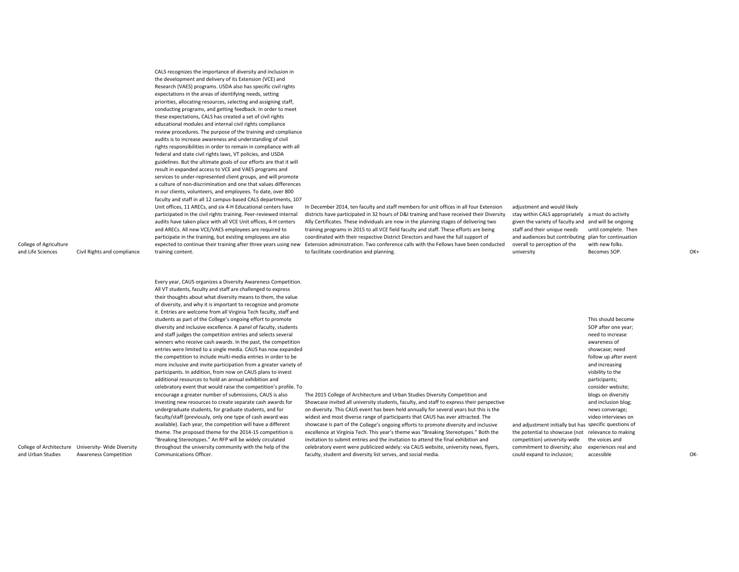| | | | | | | |
|---|---|---|---|---|---|---|
| College of Agriculture and Life Sciences | Civil Rights and compliance | CALS recognizes the importance of diversity and inclusion in the development and delivery of its Extension (VCE) and Research (VAES) programs. USDA also has specific civil rights expectations in the areas of identifying needs, setting priorities, allocating resources, selecting and assigning staff, conducting programs, and getting feedback. In order to meet these expectations, CALS has created a set of civil rights educational modules and internal civil rights compliance review procedures. The purpose of the training and compliance audits is to increase awareness and understanding of civil rights responsibilities in order to remain in compliance with all federal and state civil rights laws, VT policies, and USDA guidelines. But the ultimate goals of our efforts are that it will result in expanded access to VCE and VAES programs and services to under-represented client groups, and will promote a culture of non-discrimination and one that values differences in our clients, volunteers, and employees. To date, over 800 faculty and staff in all 12 campus-based CALS departments, 107 Unit offices, 11 ARECs, and six 4-H Educational centers have participated in the civil rights training. Peer-reviewed internal audits have taken place with all VCE Unit offices, 4-H centers and ARECs. All new VCE/VAES employees are required to participate in the training, but existing employees are also expected to continue their training after three years using new training content. | In December 2014, ten faculty and staff members for unit offices in all four Extension districts have participated in 32 hours of D&I training and have received their Diversity Ally Certificates. These individuals are now in the planning stages of delivering two training programs in 2015 to all VCE field faculty and staff. These efforts are being coordinated with their respective District Directors and have the full support of Extension administration. Two conference calls with the Fellows have been conducted to facilitate coordination and planning. | adjustment and would likely stay within CALS appropriately given the variety of faculty and staff and their unique needs and audiences but contributing overall to perception of the university | a must do activity and will be ongoing until complete. Then plan for continuation with new folks. Becomes SOP. | OK+ |
| College of Architecture and Urban Studies | University- Wide Diversity Awareness Competition | Every year, CAUS organizes a Diversity Awareness Competition. All VT students, faculty and staff are challenged to express their thoughts about what diversity means to them, the value of diversity, and why it is important to recognize and promote it. Entries are welcome from all Virginia Tech faculty, staff and students as part of the College's ongoing effort to promote diversity and inclusive excellence. A panel of faculty, students and staff judges the competition entries and selects several winners who receive cash awards. In the past, the competition entries were limited to a single media. CAUS has now expanded the competition to include multi-media entries in order to be more inclusive and invite participation from a greater variety of participants. In addition, from now on CAUS plans to invest additional resources to hold an annual exhibition and celebratory event that would raise the competition's profile. To encourage a greater number of submissions, CAUS is also investing new resources to create separate cash awards for undergraduate students, for graduate students, and for faculty/staff (previously, only one type of cash award was available). Each year, the competition will have a different theme. The proposed theme for the 2014-15 competition is "Breaking Stereotypes." An RFP will be widely circulated throughout the university community with the help of the Communications Officer. | The 2015 College of Architecture and Urban Studies Diversity Competition and Showcase invited all university students, faculty, and staff to express their perspective on diversity. This CAUS event has been held annually for several years but this is the widest and most diverse range of participants that CAUS has ever attracted. The showcase is part of the College's ongoing efforts to promote diversity and inclusive excellence at Virginia Tech. This year's theme was "Breaking Stereotypes." Both the invitation to submit entries and the invitation to attend the final exhibition and celebratory event were publicized widely: via CAUS website, university news, flyers, faculty, student and diversity list serves, and social media. | and adjustment initially but has the potential to showcase (not competition) university-wide commitment to diversity; also could expand to inclusion; | This should become SOP after one year; need to increase awareness of showcase; need follow up after event and increasing visbility to the participants; consider website; blogs on diversity and inclusion blog; news converage; video interviews on specific questions of relevance to making the voices and experiences real and accessible | OK- |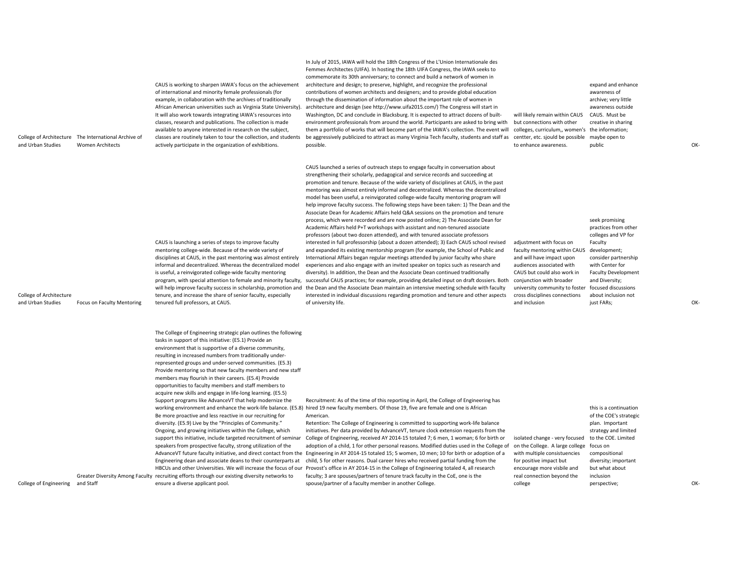| | | | | | | |
|---|---|---|---|---|---|---|
| College of Architecture and Urban Studies | The International Archive of Women Architects | CAUS is working to sharpen IAWA's focus on the achievement of international and minority female professionals (for example, in collaboration with the archives of traditionally African American universities such as Virginia State University). It will also work towards integrating IAWA's resources into classes, research and publications. The collection is made available to anyone interested in research on the subject, classes are routinely taken to tour the collection, and students actively participate in the organization of exhibitions. | In July of 2015, IAWA will hold the 18th Congress of the L'Union Internationale des Femmes Architectes (UIFA). In hosting the 18th UIFA Congress, the IAWA seeks to commemorate its 30th anniversary; to connect and build a network of women in architecture and design; to preserve, highlight, and recognize the professional contributions of women architects and designers; and to provide global education through the dissemination of information about the important role of women in architecture and design (see http://www.uifa2015.com/) The Congress will start in Washington, DC and conclude in Blacksburg. It is expected to attract dozens of built-environment professionals from around the world. Participants are asked to bring with them a portfolio of works that will become part of the IAWA's collection. The event will be aggressively publicized to attract as many Virginia Tech faculty, students and staff as possible. | will likely remain within CAUS but connections with other colleges, curriculum,, women's centter, etc. sjould be possible to enhance awareness. | expand and enhance awareness of archive; very little awareness outside CAUS. Must be creative in sharing the information; maybe open to public | OK- |
| College of Architecture and Urban Studies | Focus on Faculty Mentoring | CAUS is launching a series of steps to improve faculty mentoring college-wide. Because of the wide variety of disciplines at CAUS, in the past mentoring was almost entirely informal and decentralized. Whereas the decentralized model is useful, a reinvigorated college-wide faculty mentoring program, with special attention to female and minority faculty, will help improve faculty success in scholarship, promotion and tenure, and increase the share of senior faculty, especially tenured full professors, at CAUS. | CAUS launched a series of outreach steps to engage faculty in conversation about strengthening their scholarly, pedagogical and service records and succeeding at promotion and tenure. Because of the wide variety of disciplines at CAUS, in the past mentoring was almost entirely informal and decentralized. Whereas the decentralized model has been useful, a reinvigorated college-wide faculty mentoring program will help improve faculty success. The following steps have been taken: 1) The Dean and the Associate Dean for Academic Affairs held Q&A sessions on the promotion and tenure process, which were recorded and are now posted online; 2) The Associate Dean for Academic Affairs held P+T workshops with assistant and non-tenured associate professors (about two dozen attended), and with tenured associate professors interested in full professorship (about a dozen attended); 3) Each CAUS school revised and expanded its existing mentorship program (for example, the School of Public and International Affairs began regular meetings attended by junior faculty who share experiences and also engage with an invited speaker on topics such as research and diversity). In addition, the Dean and the Associate Dean continued traditionally successful CAUS practices; for example, providing detailed input on draft dossiers. Both the Dean and the Associate Dean maintain an intensive meeting schedule with faculty interested in individual discussions regarding promotion and tenure and other aspects of university life. | adjustment with focus on faculty mentoring within CAUS and will have impact upon audiences associated with CAUS but could also work in conjunction with broader university community to foster cross disciplines connections and inclusion | seek promising practices from other colleges and VP for Faculty development; consider partnership with Center for Faculty Development and Diversity; focused discussions about inclusion not just FARs; | OK- |
| College of Engineering | Greater Diversity Among Faculty and Staff | The College of Engineering strategic plan outlines the following tasks in support of this initiative: (E5.1) Provide an environment that is supportive of a diverse community, resulting in increased numbers from traditionally under-represented groups and under-served communities. (E5.3) Provide mentoring so that new faculty members and new staff members may flourish in their careers. (E5.4) Provide opportunities to faculty members and staff members to acquire new skills and engage in life-long learning. (E5.5) Support programs like AdvanceVT that help modernize the working environment and enhance the work-life balance. (E5.8) Be more proactive and less reactive in our recruiting for diversity. (E5.9) Live by the "Principles of Community." Ongoing, and growing initiatives within the College, which support this initiative, include targeted recruitment of seminar speakers from prospective faculty, strong utilization of the AdvanceVT future faculty initiative, and direct contact from the Engineering dean and associate deans to their counterparts at HBCUs and other Universities. We will increase the focus of our recruiting efforts through our existing diversity networks to ensure a diverse applicant pool. | Recruitment: As of the time of this reporting in April, the College of Engineering has hired 19 new faculty members. Of those 19, five are female and one is African American.<br>Retention: The College of Engineering is committed to supporting work-life balance initiatives. Per data provided by AdvanceVT, tenure clock extension requests from the College of Engineering, received AY 2014-15 totaled 7; 6 men, 1 woman; 6 for birth or adoption of a child, 1 for other personal reasons. Modified duties used in the College of Engineering in AY 2014-15 totaled 15; 5 women, 10 men; 10 for birth or adoption of a child, 5 for other reasons. Dual career hires who received partial funding from the Provost's office in AY 2014-15 in the College of Engineering totaled 4, all research faculty; 3 are spouses/partners of tenure track faculty in the CoE, one is the spouse/partner of a faculty member in another College. | isolated change - very focused on the College. A large college with multiple consistuencies for positive impact but encourage more visbile and real connection beyond the college | this is a continuation of the COE's strategic plan. Important strategy and limited to the COE. Limited focus on compositional diversity; important but what about inclusion perspective; | OK- |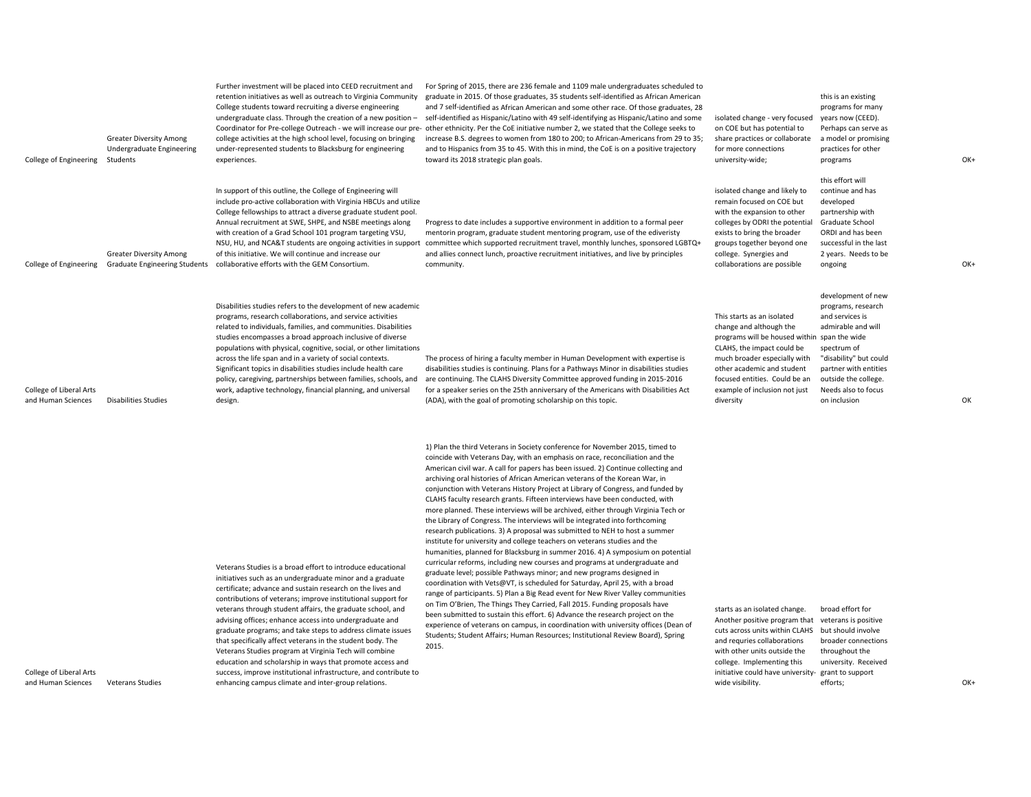| | | | | | | |
|---|---|---|---|---|---|---|
| College of Engineering | Greater Diversity Among Undergraduate Engineering Students | Further investment will be placed into CEED recruitment and retention initiatives as well as outreach to Virginia Community College students toward recruiting a diverse engineering undergraduate class. Through the creation of a new position – Coordinator for Pre-college Outreach - we will increase our pre-college activities at the high school level, focusing on bringing under-represented students to Blacksburg for engineering experiences. | For Spring of 2015, there are 236 female and 1109 male undergraduates scheduled to graduate in 2015. Of those graduates, 35 students self-identified as African American and 7 self-identified as African American and some other race. Of those graduates, 28 self-identified as Hispanic/Latino with 49 self-identifying as Hispanic/Latino and some other ethnicity. Per the CoE initiative number 2, we stated that the College seeks to increase B.S. degrees to women from 180 to 200; to African-Americans from 29 to 35; and to Hispanics from 35 to 45. With this in mind, the CoE is on a positive trajectory toward its 2018 strategic plan goals. | isolated change - very focused on COE but has potential to share practices or collaborate for more connections university-wide; | this is an existing programs for many years now (CEED). Perhaps can serve as a model or promising practices for other programs | OK+ |
| College of Engineering | Greater Diversity Among Graduate Engineering Students | In support of this outline, the College of Engineering will include pro-active collaboration with Virginia HBCUs and utilize College fellowships to attract a diverse graduate student pool. Annual recruitment at SWE, SHPE, and NSBE meetings along with creation of a Grad School 101 program targeting VSU, NSU, HU, and NCA&T students are ongoing activities in support of this initiative. We will continue and increase our collaborative efforts with the GEM Consortium. | Progress to date includes a supportive environment in addition to a formal peer mentorin program, graduate student mentoring program, use of the ediversity committee which supported recruitment travel, monthly lunches, sponsored LGBTQ+ and allies connect lunch, proactive recruitment initiatives, and live by principles community. | isolated change and likely to remain focused on COE but with the expansion to other colleges by ODRI the potential exists to bring the broader groups together beyond one college. Synergies and collaborations are possible | this effort will continue and has developed partnership with Graduate School ORDI and has been successful in the last 2 years. Needs to be ongoing | OK+ |
| College of Liberal Arts and Human Sciences | Disabilities Studies | Disabilities studies refers to the development of new academic programs, research collaborations, and service activities related to individuals, families, and communities. Disabilities studies encompasses a broad approach inclusive of diverse populations with physical, cognitive, social, or other limitations across the life span and in a variety of social contexts. Significant topics in disabilities studies include health care policy, caregiving, partnerships between families, schools, and work, adaptive technology, financial planning, and universal design. | The process of hiring a faculty member in Human Development with expertise is disabilities studies is continuing. Plans for a Pathways Minor in disabilities studies are continuing. The CLAHS Diversity Committee approved funding in 2015-2016 for a speaker series on the 25th anniversary of the Americans with Disabilities Act (ADA), with the goal of promoting scholarship on this topic. | This starts as an isolated change and although the programs will be housed within CLAHS, the impact could be much broader especially with other academic and student focused entities. Could be an example of inclusion not just diversity | development of new programs, research and services is admirable and will span the wide spectrum of "disability" but could partner with entities outside the college. Needs also to focus on inclusion | OK |
| College of Liberal Arts and Human Sciences | Veterans Studies | Veterans Studies is a broad effort to introduce educational initiatives such as an undergraduate minor and a graduate certificate; advance and sustain research on the lives and contributions of veterans; improve institutional support for veterans through student affairs, the graduate school, and advising offices; enhance access into undergraduate and graduate programs; and take steps to address climate issues that specifically affect veterans in the student body. The Veterans Studies program at Virginia Tech will combine education and scholarship in ways that promote access and success, improve institutional infrastructure, and contribute to enhancing campus climate and inter-group relations. | 1) Plan the third Veterans in Society conference for November 2015, timed to coincide with Veterans Day, with an emphasis on race, reconciliation and the American civil war. A call for papers has been issued. 2) Continue collecting and archiving oral histories of African American veterans of the Korean War, in conjunction with Veterans History Project at Library of Congress, and funded by CLAHS faculty research grants. Fifteen interviews have been conducted, with more planned. These interviews will be archived, either through Virginia Tech or the Library of Congress. The interviews will be integrated into forthcoming research publications. 3) A proposal was submitted to NEH to host a summer institute for university and college teachers on veterans studies and the humanities, planned for Blacksburg in summer 2016. 4) A symposium on potential curricular reforms, including new courses and programs at undergraduate and graduate level; possible Pathways minor; and new programs designed in coordination with Vets@VT, is scheduled for Saturday, April 25, with a broad range of participants. 5) Plan a Big Read event for New River Valley communities on Tim O'Brien, The Things They Carried, Fall 2015. Funding proposals have been submitted to sustain this effort. 6) Advance the research project on the experience of veterans on campus, in coordination with university offices (Dean of Students; Student Affairs; Human Resources; Institutional Review Board), Spring 2015. | starts as an isolated change. Another positive program that cuts across units within CLAHS and requries collaborations with other units outside the college. Implementing this initiative could have university-wide visibility. | broad effort for veterans is positive but should involve broader connections throughout the university. Received grant to support efforts; | OK+ |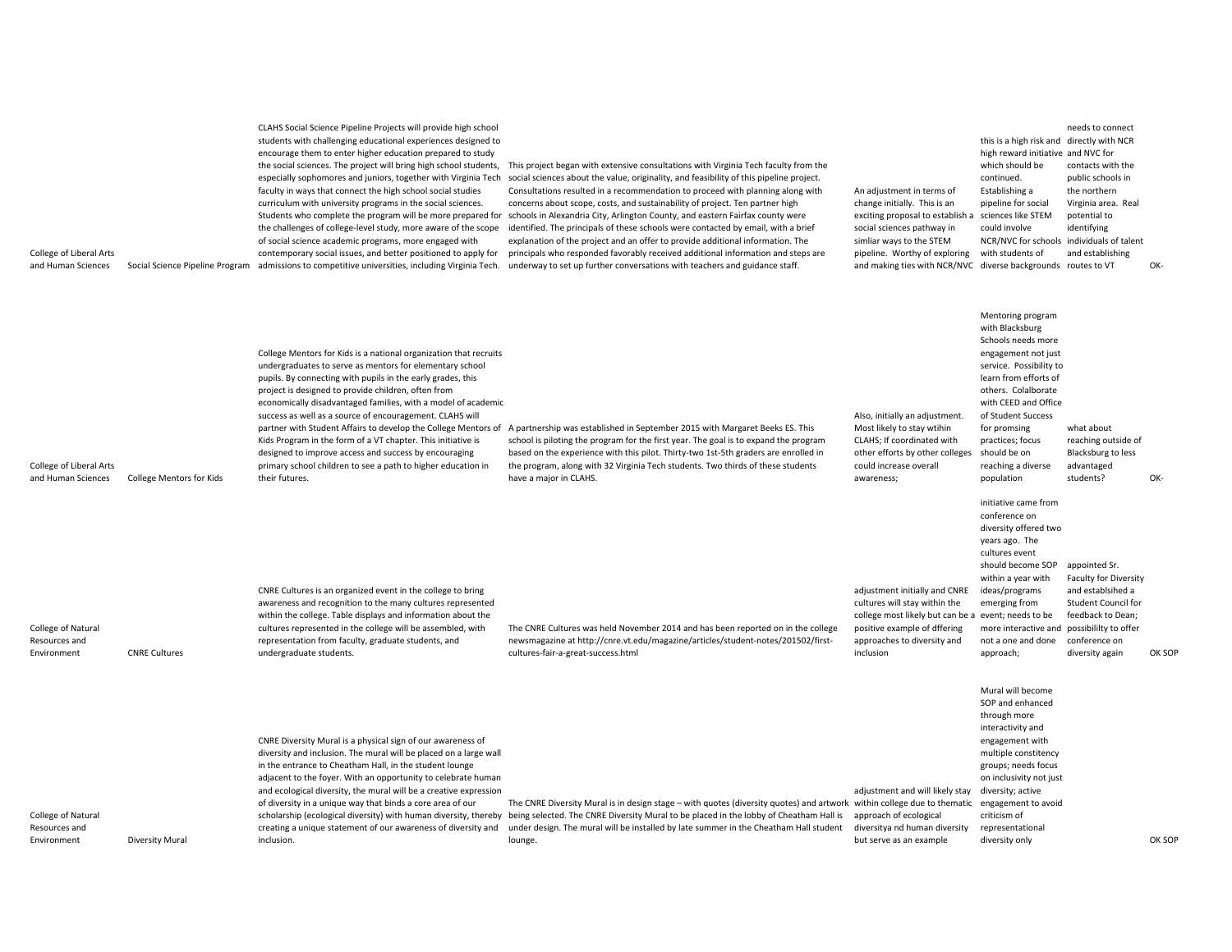| College of Liberal Arts and Human Sciences | Social Science Pipeline Program | CLAHS Social Science Pipeline Projects will provide high school students with challenging educational experiences designed to encourage them to enter higher education prepared to study the social sciences. The project will bring high school students, especially sophomores and juniors, together with Virginia Tech faculty in ways that connect the high school social studies curriculum with university programs in the social sciences. Students who complete the program will be more prepared for the challenges of college-level study, more aware of the scope of social science academic programs, more engaged with contemporary social issues, and better positioned to apply for admissions to competitive universities, including Virginia Tech. | This project began with extensive consultations with Virginia Tech faculty from the social sciences about the value, originality, and feasibility of this pipeline project. Consultations resulted in a recommendation to proceed with planning along with concerns about scope, costs, and sustainability of project. Ten partner high schools in Alexandria City, Arlington County, and eastern Fairfax county were identified. The principals of these schools were contacted by email, with a brief explanation of the project and an offer to provide additional information. The principals who responded favorably received additional information and steps are underway to set up further conversations with teachers and guidance staff. | An adjustment in terms of change initially. This is an exciting proposal to establish a social sciences pathway in simliar ways to the STEM pipeline. Worthy of exploring and making ties with NCR/NVC | this is a high risk and high reward initiative which should be continued. Establishing a pipeline for social sciences like STEM could involve NCR/NVC for schools with students of diverse backgrounds | needs to connect directly with NCR and NVC for contacts with the public schools in the northern Virginia area. Real potential to identifying individuals of talent and establishing routes to VT | OK- |
|---|---|---|---|---|---|---|---|
| College of Liberal Arts and Human Sciences | College Mentors for Kids | College Mentors for Kids is a national organization that recruits undergraduates to serve as mentors for elementary school pupils. By connecting with pupils in the early grades, this project is designed to provide children, often from economically disadvantaged families, with a model of academic success as well as a source of encouragement. CLAHS will partner with Student Affairs to develop the College Mentors of Kids Program in the form of a VT chapter. This initiative is designed to improve access and success by encouraging primary school children to see a path to higher education in their futures. | A partnership was established in September 2015 with Margaret Beeks ES. This school is piloting the program for the first year. The goal is to expand the program based on the experience with this pilot. Thirty-two 1st-5th graders are enrolled in the program, along with 32 Virginia Tech students. Two thirds of these students have a major in CLAHS. | Also, initially an adjustment. Most likely to stay wtihin CLAHS; If coordinated with other efforts by other colleges could increase overall awareness; | Mentoring program with Blacksburg Schools needs more engagement not just service. Possibility to learn from efforts of others. Colalborate with CEED and Office of Student Success for promsing practices; focus should be on reaching a diverse population | what about reaching outside of Blacksburg to less advantaged students? | OK- |
| College of Natural Resources and Environment | CNRE Cultures | CNRE Cultures is an organized event in the college to bring awareness and recognition to the many cultures represented within the college. Table displays and information about the cultures represented in the college will be assembled, with representation from faculty, graduate students, and undergraduate students. | The CNRE Cultures was held November 2014 and has been reported on in the college newsmagazine at http://cnre.vt.edu/magazine/articles/student-notes/201502/first-cultures-fair-a-great-success.html | adjustment initially and CNRE cultures will stay within the college most likely but can be a positive example of dffering approaches to diversity and inclusion | initiative came from conference on diversity offered two years ago. The cultures event should become SOP within a year with ideas/programs emerging from event; needs to be more interactive and not a one and done approach; | appointed Sr. Faculty for Diversity and establsihed a Student Council for feedback to Dean; possibililty to offer conference on diversity again | OK SOP |
| College of Natural Resources and Environment | Diversity Mural | CNRE Diversity Mural is a physical sign of our awareness of diversity and inclusion. The mural will be placed on a large wall in the entrance to Cheatham Hall, in the student lounge adjacent to the foyer. With an opportunity to celebrate human and ecological diversity, the mural will be a creative expression of diversity in a unique way that binds a core area of our scholarship (ecological diversity) with human diversity, thereby creating a unique statement of our awareness of diversity and inclusion. | The CNRE Diversity Mural is in design stage – with quotes (diversity quotes) and artwork being selected. The CNRE Diversity Mural to be placed in the lobby of Cheatham Hall is under design. The mural will be installed by late summer in the Cheatham Hall student lounge. | adjustment and will likely stay within college due to thematic approach of ecological diversitya nd human diversity but serve as an example | Mural will become SOP and enhanced through more interactivity and engagement with multiple constitency groups; needs focus on inclusivity not just diversity; active engagement to avoid criticism of representational diversity only | | OK SOP |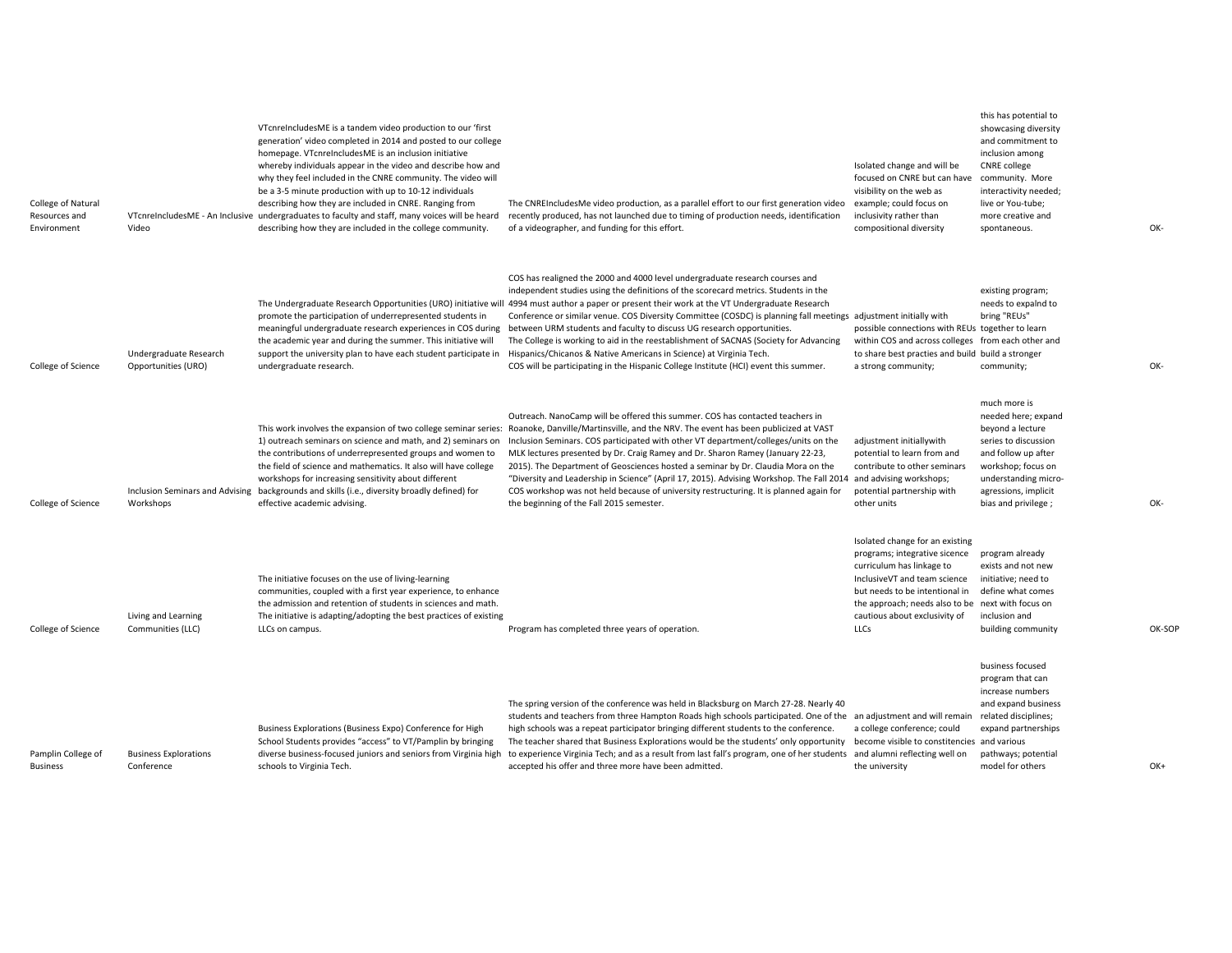| | | | | | | |
|---|---|---|---|---|---|---|
| College of Natural Resources and Environment | VTcnreIncludesME - An Inclusive Video | VTcnreIncludesME is a tandem video production to our 'first generation' video completed in 2014 and posted to our college homepage. VTcnreIncludesME is an inclusion initiative whereby individuals appear in the video and describe how and why they feel included in the CNRE community. The video will be a 3-5 minute production with up to 10-12 individuals describing how they are included in CNRE. Ranging from undergraduates to faculty and staff, many voices will be heard describing how they are included in the college community. | The CNREIncludesMe video production, as a parallel effort to our first generation video recently produced, has not launched due to timing of production needs, identification of a videographer, and funding for this effort. | Isolated change and will be focused on CNRE but can have visibility on the web as example; could focus on inclusivity rather than compositional diversity | this has potential to showcasing diversity and commitment to inclusion among CNRE college community. More interactivity needed; live or You-tube; more creative and spontaneous. | OK- |
| College of Science | Undergraduate Research Opportunities (URO) | The Undergraduate Research Opportunities (URO) initiative will promote the participation of underrepresented students in meaningful undergraduate research experiences in COS during the academic year and during the summer. This initiative will support the university plan to have each student participate in undergraduate research. | COS has realigned the 2000 and 4000 level undergraduate research courses and independent studies using the definitions of the scorecard metrics. Students in the 4994 must author a paper or present their work at the VT Undergraduate Research Conference or similar venue. COS Diversity Committee (COSDC) is planning fall meetings between URM students and faculty to discuss UG research opportunities.<br>The College is working to aid in the reestablishment of SACNAS (Society for Advancing Hispanics/Chicanos & Native Americans in Science) at Virginia Tech.<br>COS will be participating in the Hispanic College Institute (HCI) event this summer. | adjustment initially with possible connections with REUs within COS and across colleges to share best practies and build a strong community; | existing program; needs to expalnd to bring "REUs" together to learn from each other and build a stronger community; | OK- |
| College of Science | Inclusion Seminars and Advising Workshops | This work involves the expansion of two college seminar series: 1) outreach seminars on science and math, and 2) seminars on the contributions of underrepresented groups and women to the field of science and mathematics. It also will have college workshops for increasing sensitivity about different backgrounds and skills (i.e., diversity broadly defined) for effective academic advising. | Outreach. NanoCamp will be offered this summer. COS has contacted teachers in Roanoke, Danville/Martinsville, and the NRV. The event has been publicized at VAST Inclusion Seminars. COS participated with other VT department/colleges/units on the MLK lectures presented by Dr. Craig Ramey and Dr. Sharon Ramey (January 22-23, 2015). The Department of Geosciences hosted a seminar by Dr. Claudia Mora on the "Diversity and Leadership in Science" (April 17, 2015). Advising Workshop. The Fall 2014 COS workshop was not held because of university restructuring. It is planned again for the beginning of the Fall 2015 semester. | adjustment initiallywith potential to learn from and contribute to other seminars and advising workshops; potential partnership with other units | much more is needed here; expand beyond a lecture series to discussion and follow up after workshop; focus on understanding micro-agressions, implicit bias and privilege ; | OK- |
| College of Science | Living and Learning Communities (LLC) | The initiative focuses on the use of living-learning communities, coupled with a first year experience, to enhance the admission and retention of students in sciences and math. The initiative is adapting/adopting the best practices of existing LLCs on campus. | Program has completed three years of operation. | Isolated change for an existing programs; integrative sicence curriculum has linkage to InclusiveVT and team science but needs to be intentional in the approach; needs also to be cautious about exclusivity of LLCs | program already exists and not new initiative; need to define what comes next with focus on inclusion and building community | OK-SOP |
| Pamplin College of Business | Business Explorations Conference | Business Explorations (Business Expo) Conference for High School Students provides "access" to VT/Pamplin by bringing diverse business-focused juniors and seniors from Virginia high schools to Virginia Tech. | The spring version of the conference was held in Blacksburg on March 27-28. Nearly 40 students and teachers from three Hampton Roads high schools participated. One of the high schools was a repeat participator bringing different students to the conference. The teacher shared that Business Explorations would be the students' only opportunity to experience Virginia Tech; and as a result from last fall's program, one of her students accepted his offer and three more have been admitted. | an adjustment and will remain a college conference; could become visible to constitencies and alumni reflecting well on the university | business focused program that can increase numbers and expand business related disciplines; expand partnerships and various pathways; potential model for others | OK+ |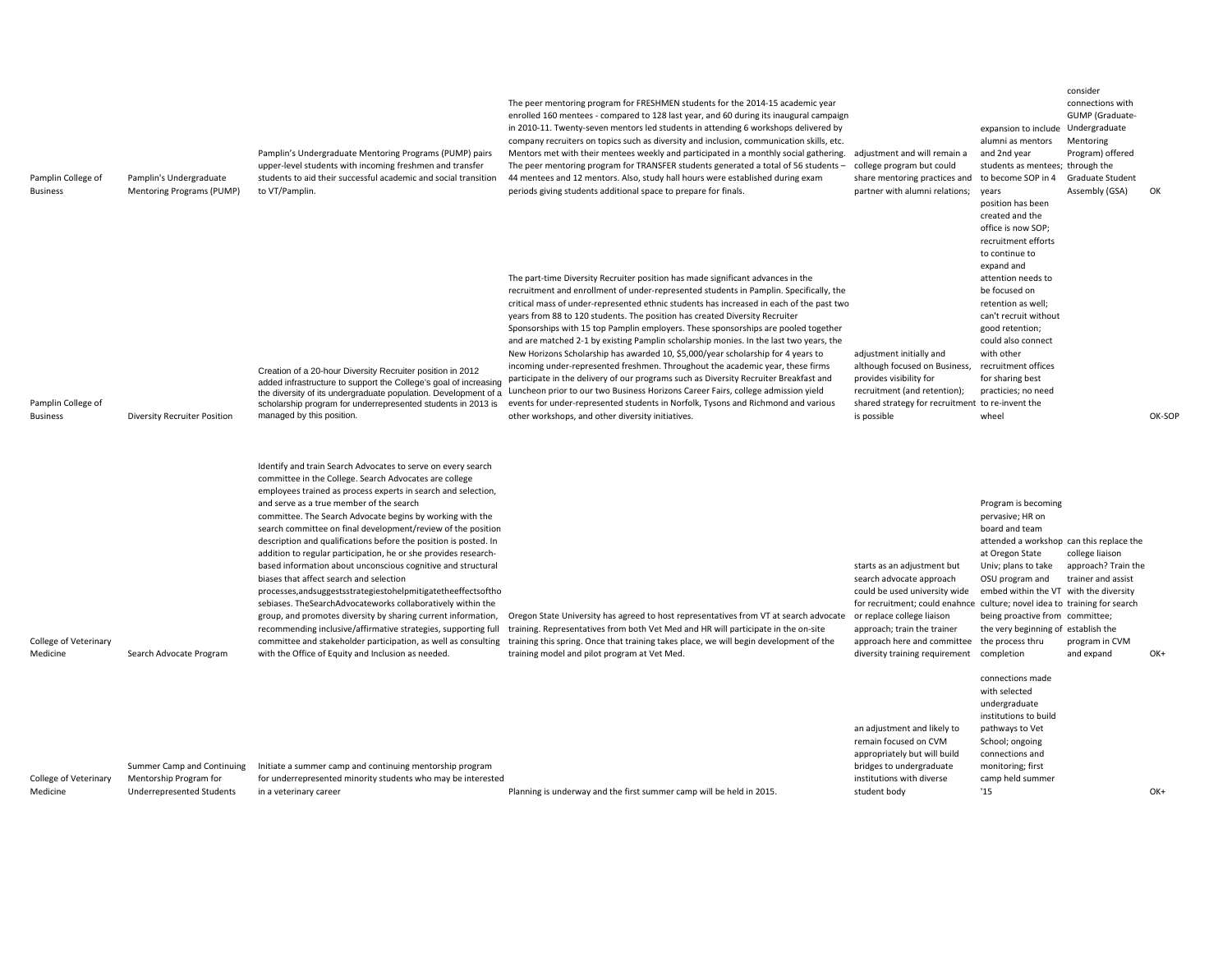| | | | | | | | |
|---|---|---|---|---|---|---|---|
| Pamplin College of Business | Pamplin's Undergraduate Mentoring Programs (PUMP) | Pamplin's Undergraduate Mentoring Programs (PUMP) pairs upper-level students with incoming freshmen and transfer students to aid their successful academic and social transition to VT/Pamplin. | The peer mentoring program for FRESHMEN students for the 2014-15 academic year enrolled 160 mentees - compared to 128 last year, and 60 during its inaugural campaign in 2010-11. Twenty-seven mentors led students in attending 6 workshops delivered by company recruiters on topics such as diversity and inclusion, communication skills, etc. Mentors met with their mentees weekly and participated in a monthly social gathering. The peer mentoring program for TRANSFER students generated a total of 56 students – 44 mentees and 12 mentors. Also, study hall hours were established during exam periods giving students additional space to prepare for finals. | adjustment and will remain a college program but could share mentoring practices and partner with alumni relations; | expansion to include alumni as mentors and 2nd year students as mentees; to become SOP in 4 years | consider connections with GUMP (Graduate-Undergraduate Mentoring Program) offered through the Graduate Student Assembly (GSA) | OK |
| Pamplin College of Business | Diversity Recruiter Position | Creation of a 20-hour Diversity Recruiter position in 2012 added infrastructure to support the College's goal of increasing the diversity of its undergraduate population. Development of a scholarship program for underrepresented students in 2013 is managed by this position. | The part-time Diversity Recruiter position has made significant advances in the recruitment and enrollment of under-represented students in Pamplin. Specifically, the critical mass of under-represented ethnic students has increased in each of the past two years from 88 to 120 students. The position has created Diversity Recruiter Sponsorships with 15 top Pamplin employers. These sponsorships are pooled together and are matched 2-1 by existing Pamplin scholarship monies. In the last two years, the New Horizons Scholarship has awarded 10, $5,000/year scholarship for 4 years to incoming under-represented freshmen. Throughout the academic year, these firms participate in the delivery of our programs such as Diversity Recruiter Breakfast and Luncheon prior to our two Business Horizons Career Fairs, college admission yield events for under-represented students in Norfolk, Tysons and Richmond and various other workshops, and other diversity initiatives. | adjustment initially and although focused on Business, provides visibility for recruitment (and retention); shared strategy for recruitment is possible | position has been created and the office is now SOP; recruitment efforts to continue to expand and attention needs to be focused on retention as well; can't recruit without good retention; could also connect with other recruitment offices for sharing best practicies; no need to re-invent the wheel | | OK-SOP |
| College of Veterinary Medicine | Search Advocate Program | Identify and train Search Advocates to serve on every search committee in the College. Search Advocates are college employees trained as process experts in search and selection, and serve as a true member of the search committee. The Search Advocate begins by working with the search committee on final development/review of the position description and qualifications before the position is posted. In addition to regular participation, he or she provides research-based information about unconscious cognitive and structural biases that affect search and selection processes,andsuggestsstrategiestohelpmitigatetheeffectsoftho sebiases. TheSearchAdvocateworks collaboratively within the group, and promotes diversity by sharing current information, recommending inclusive/affirmative strategies, supporting full committee and stakeholder participation, as well as consulting with the Office of Equity and Inclusion as needed. | Oregon State University has agreed to host representatives from VT at search advocate training. Representatives from both Vet Med and HR will participate in the on-site training this spring. Once that training takes place, we will begin development of the training model and pilot program at Vet Med. | starts as an adjustment but search advocate approach could be used university wide for recruitment; could enahnce or replace college liaison approach; train the trainer approach here and committee diversity training requirement | Program is becoming pervasive; HR on board and team attended a workshop at Oregon State Univ; plans to take OSU program and embed within the VT culture; novel idea to being proactive from the very beginning of the process thru completion | can this replace the college liaison approach? Train the trainer and assist with the diversity training for search committee; establish the program in CVM and expand | OK+ |
| College of Veterinary Medicine | Summer Camp and Continuing Mentorship Program for Underrepresented Students | Initiate a summer camp and continuing mentorship program for underrepresented minority students who may be interested in a veterinary career | Planning is underway and the first summer camp will be held in 2015. | an adjustment and likely to remain focused on CVM appropriately but will build bridges to undergraduate institutions with diverse student body | connections made with selected undergraduate institutions to build pathways to Vet School; ongoing connections and monitoring; first camp held summer '15 | | OK+ |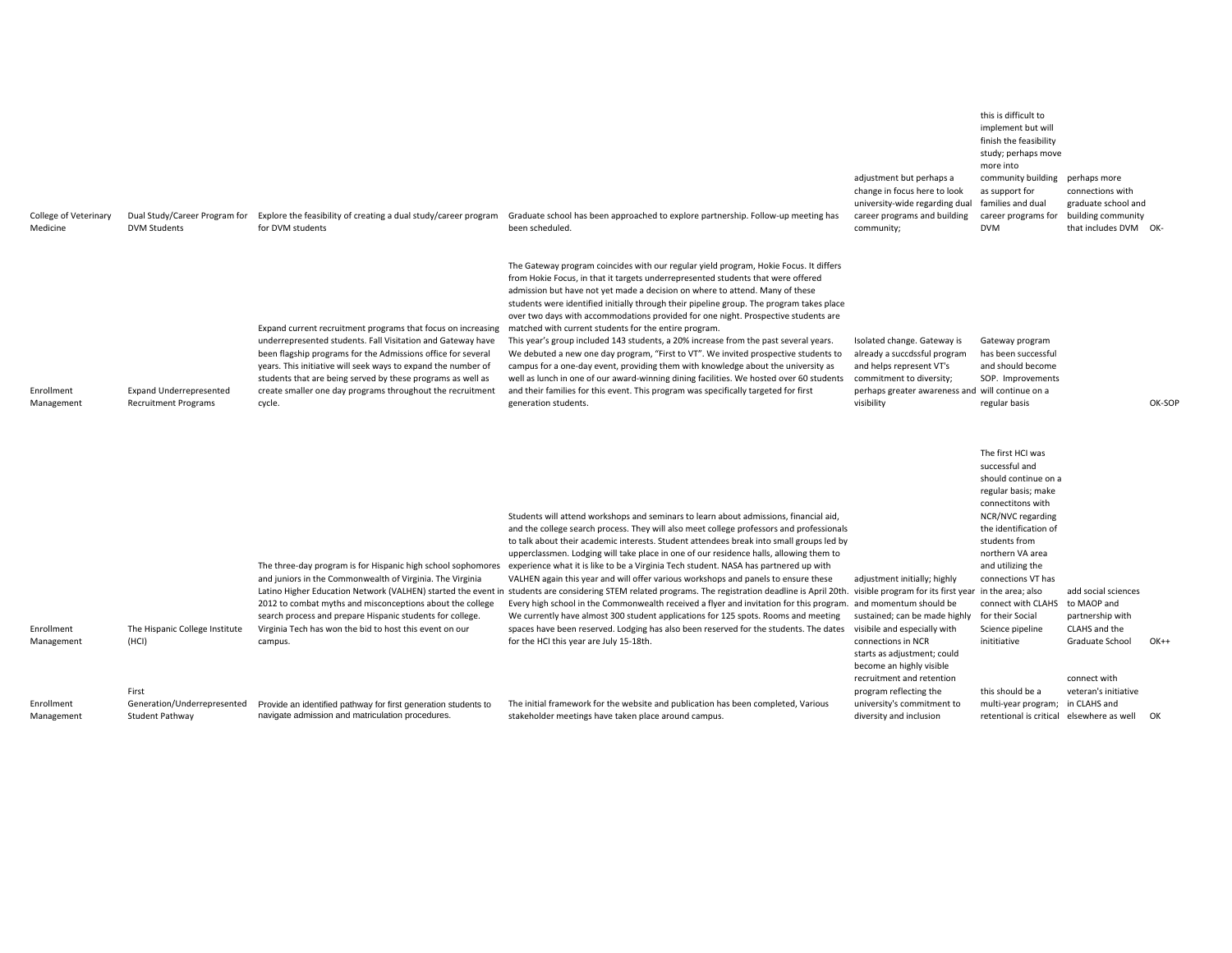| College of Veterinary Medicine | Dual Study/Career Program for DVM Students | Explore the feasibility of creating a dual study/career program for DVM students | Graduate school has been approached to explore partnership. Follow-up meeting has been scheduled. | adjustment but perhaps a change in focus here to look university-wide regarding dual career programs and building community; | this is difficult to implement but will finish the feasibility study; perhaps move more into community building as support for families and dual career programs for DVM | perhaps more connections with graduate school and building community that includes DVM | OK- |
|---|---|---|---|---|---|---|---|
| Enrollment Management | Expand Underrepresented Recruitment Programs | Expand current recruitment programs that focus on increasing underrepresented students. Fall Visitation and Gateway have been flagship programs for the Admissions office for several years. This initiative will seek ways to expand the number of students that are being served by these programs as well as create smaller one day programs throughout the recruitment cycle. | The Gateway program coincides with our regular yield program, Hokie Focus. It differs from Hokie Focus, in that it targets underrepresented students that were offered admission but have not yet made a decision on where to attend. Many of these students were identified initially through their pipeline group. The program takes place over two days with accommodations provided for one night. Prospective students are matched with current students for the entire program. This year's group included 143 students, a 20% increase from the past several years. We debuted a new one day program, "First to VT". We invited prospective students to campus for a one-day event, providing them with knowledge about the university as well as lunch in one of our award-winning dining facilities. We hosted over 60 students and their families for this event. This program was specifically targeted for first generation students. | Isolated change. Gateway is already a succdssful program and helps represent VT's commitment to diversity; perhaps greater awareness and visibility | Gateway program has been successful and should become SOP. Improvements will continue on a regular basis | | OK-SOP |
| Enrollment Management | The Hispanic College Institute (HCI) | The three-day program is for Hispanic high school sophomores and juniors in the Commonwealth of Virginia. The Virginia Latino Higher Education Network (VALHEN) started the event in 2012 to combat myths and misconceptions about the college search process and prepare Hispanic students for college. Virginia Tech has won the bid to host this event on our campus. | Students will attend workshops and seminars to learn about admissions, financial aid, and the college search process. They will also meet college professors and professionals to talk about their academic interests. Student attendees break into small groups led by upperclassmen. Lodging will take place in one of our residence halls, allowing them to experience what it is like to be a Virginia Tech student. NASA has partnered up with VALHEN again this year and will offer various workshops and panels to ensure these students are considering STEM related programs. The registration deadline is April 20th. Every high school in the Commonwealth received a flyer and invitation for this program. We currently have almost 300 student applications for 125 spots. Rooms and meeting spaces have been reserved. Lodging has also been reserved for the students. The dates for the HCI this year are July 15-18th. | adjustment initially; highly visible program for its first year and momentum should be sustained; can be made highly visibile and especially with connections in NCR | The first HCI was successful and should continue on a regular basis; make connectitons with NCR/NVC regarding the identification of students from northern VA area and utilizing the connections VT has in the area; also connect with CLAHS for their Social Science pipeline inititiative | add social sciences to MAOP and partnership with CLAHS and the Graduate School | OK++ |
| Enrollment Management | First Generation/Underrepresented Student Pathway | Provide an identified pathway for first generation students to navigate admission and matriculation procedures. | The initial framework for the website and publication has been completed, Various stakeholder meetings have taken place around campus. | starts as adjustment; could become an highly visible recruitment and retention program reflecting the university's commitment to diversity and inclusion | this should be a multi-year program; retentional is critical | connect with veteran's initiative in CLAHS and elsewhere as well | OK |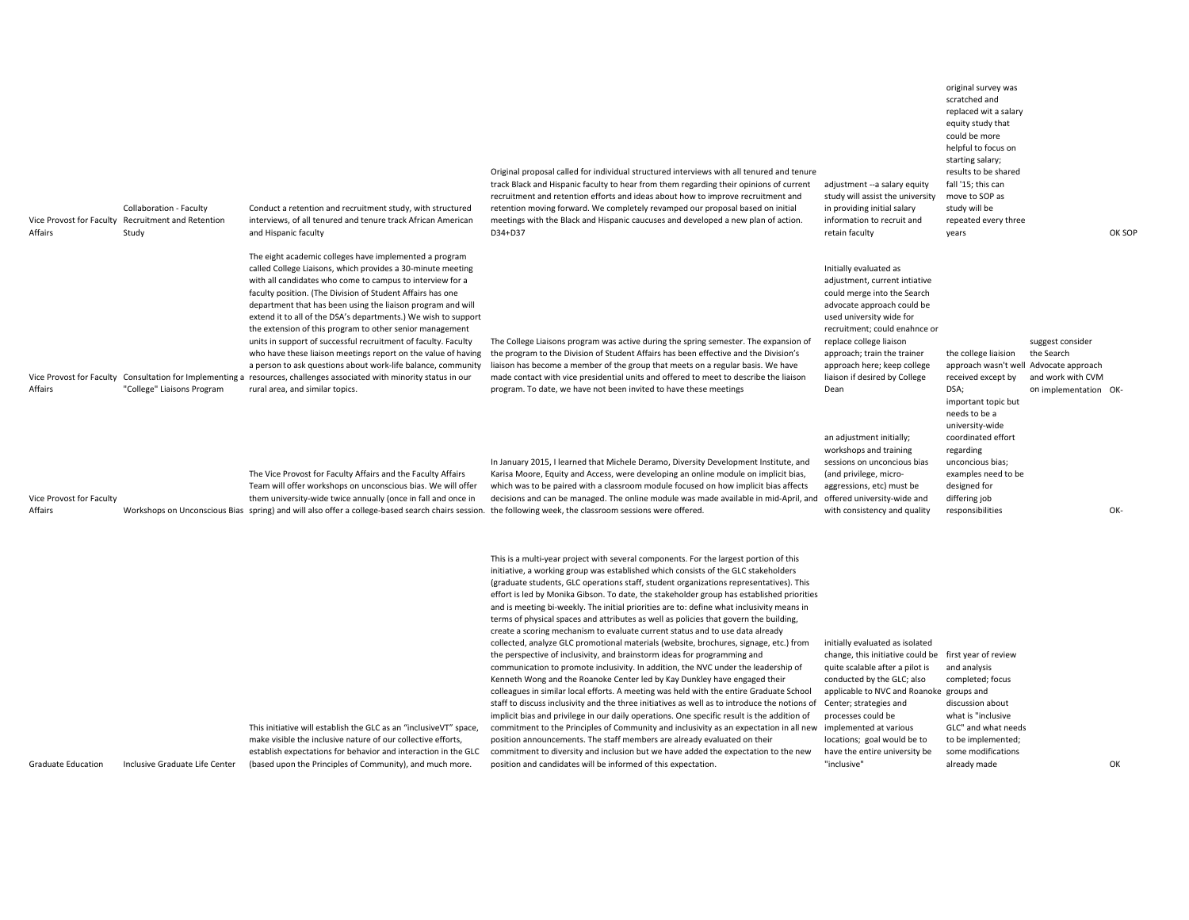| | | | | | | | |
|---|---|---|---|---|---|---|---|
| Vice Provost for Faculty Affairs | Collaboration - Faculty Recruitment and Retention Study | Conduct a retention and recruitment study, with structured interviews, of all tenured and tenure track African American and Hispanic faculty | Original proposal called for individual structured interviews with all tenured and tenure track Black and Hispanic faculty to hear from them regarding their opinions of current recruitment and retention efforts and ideas about how to improve recruitment and retention moving forward. We completely revamped our proposal based on initial meetings with the Black and Hispanic caucuses and developed a new plan of action. D34+D37 | adjustment --a salary equity study will assist the university in providing initial salary information to recruit and retain faculty | original survey was scratched and replaced wit a salary equity study that could be more helpful to focus on starting salary; results to be shared fall '15; this can move to SOP as study will be repeated every three years | | OK SOP |
| Vice Provost for Faculty Affairs | Consultation for Implementing a "College" Liaisons Program | The eight academic colleges have implemented a program called College Liaisons, which provides a 30-minute meeting with all candidates who come to campus to interview for a faculty position. (The Division of Student Affairs has one department that has been using the liaison program and will extend it to all of the DSA's departments.) We wish to support the extension of this program to other senior management units in support of successful recruitment of faculty. Faculty who have these liaison meetings report on the value of having a person to ask questions about work-life balance, community resources, challenges associated with minority status in our rural area, and similar topics. | The College Liaisons program was active during the spring semester. The expansion of the program to the Division of Student Affairs has been effective and the Division's liaison has become a member of the group that meets on a regular basis. We have made contact with vice presidential units and offered to meet to describe the liaison program. To date, we have not been invited to have these meetings | Initially evaluated as adjustment, current intiative could merge into the Search advocate approach could be used university wide for recruitment; could enahnce or replace college liaison approach; train the trainer approach here; keep college liaison if desired by College Dean | the college liaision approach wasn't well received except by DSA; | suggest consider the Search Advocate approach and work with CVM on implementation | OK- |
| Vice Provost for Faculty Affairs | Workshops on Unconscious Bias | The Vice Provost for Faculty Affairs and the Faculty Affairs Team will offer workshops on unconscious bias. We will offer them university-wide twice annually (once in fall and once in spring) and will also offer a college-based search chairs session. | In January 2015, I learned that Michele Deramo, Diversity Development Institute, and Karisa Moore, Equity and Access, were developing an online module on implicit bias, which was to be paired with a classroom module focused on how implicit bias affects decisions and can be managed. The online module was made available in mid-April, and the following week, the classroom sessions were offered. | an adjustment initially; workshops and training sessions on unconcious bias (and privilege, micro-aggressions, etc) must be offered university-wide and with consistency and quality | important topic but needs to be a university-wide coordinated effort regarding unconcious bias; examples need to be designed for differing job responsibilities | | OK- |
| Graduate Education | Inclusive Graduate Life Center | This initiative will establish the GLC as an "inclusiveVT" space, make visible the inclusive nature of our collective efforts, establish expectations for behavior and interaction in the GLC (based upon the Principles of Community), and much more. | This is a multi-year project with several components. For the largest portion of this initiative, a working group was established which consists of the GLC stakeholders (graduate students, GLC operations staff, student organizations representatives). This effort is led by Monika Gibson. To date, the stakeholder group has established priorities and is meeting bi-weekly. The initial priorities are to: define what inclusivity means in terms of physical spaces and attributes as well as policies that govern the building, create a scoring mechanism to evaluate current status and to use data already collected, analyze GLC promotional materials (website, brochures, signage, etc.) from the perspective of inclusivity, and brainstorm ideas for programming and communication to promote inclusivity. In addition, the NVC under the leadership of Kenneth Wong and the Roanoke Center led by Kay Dunkley have engaged their colleagues in similar local efforts. A meeting was held with the entire Graduate School staff to discuss inclusivity and the three initiatives as well as to introduce the notions of implicit bias and privilege in our daily operations. One specific result is the addition of commitment to the Principles of Community and inclusivity as an expectation in all new position announcements. The staff members are already evaluated on their commitment to diversity and inclusion but we have added the expectation to the new position and candidates will be informed of this expectation. | initially evaluated as isolated change, this initiative could be quite scalable after a pilot is conducted by the GLC; also applicable to NVC and Roanoke Center; strategies and processes could be implemented at various locations; goal would be to have the entire university be "inclusive" | first year of review and analysis completed; focus groups and discussion about what is "inclusive GLC" and what needs to be implemented; some modifications already made | | OK |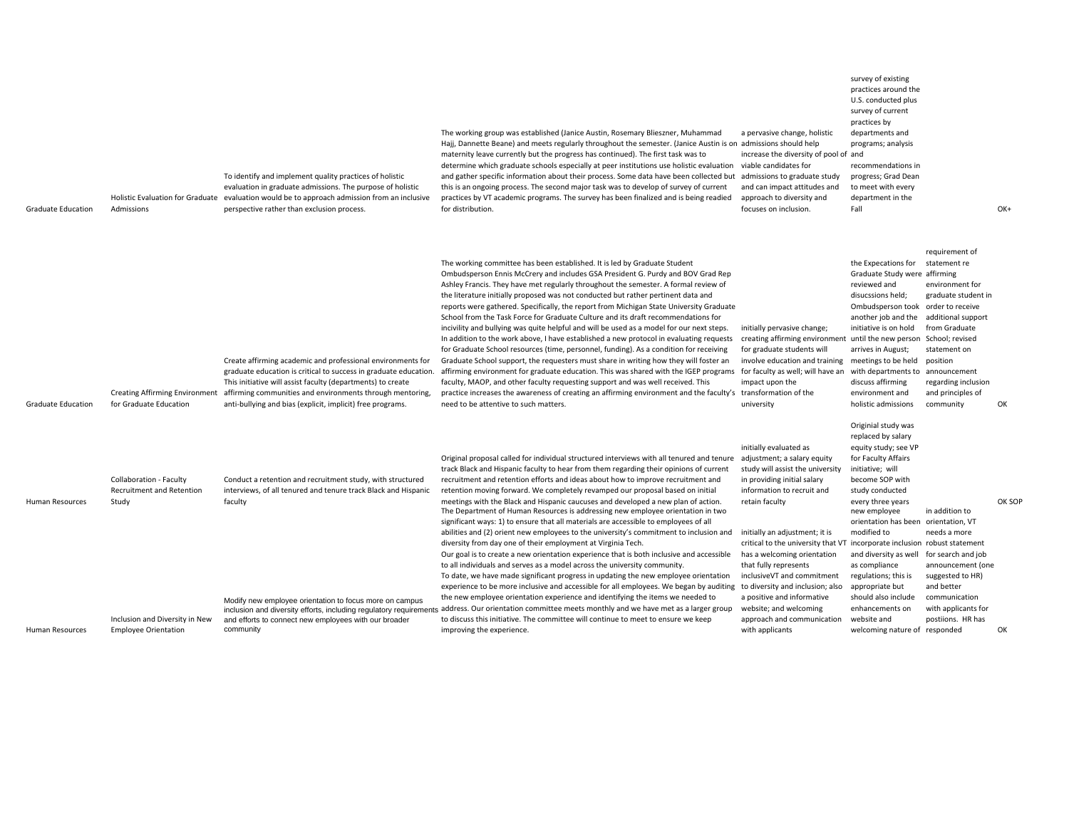| | | | | | | | |
|---|---|---|---|---|---|---|---|
| Graduate Education | Holistic Evaluation for Graduate Admissions | To identify and implement quality practices of holistic evaluation in graduate admissions. The purpose of holistic evaluation would be to approach admission from an inclusive perspective rather than exclusion process. | The working group was established (Janice Austin, Rosemary Blieszner, Muhammad Hajj, Dannette Beane) and meets regularly throughout the semester. (Janice Austin is on maternity leave currently but the progress has continued). The first task was to determine which graduate schools especially at peer institutions use holistic evaluation and gather specific information about their process. Some data have been collected but this is an ongoing process. The second major task was to develop of survey of current practices by VT academic programs. The survey has been finalized and is being readied for distribution. | a pervasive change, holistic admissions should help increase the diversity of pool of viable candidates for admissions to graduate study and can impact attitudes and approach to diversity and focuses on inclusion. | survey of existing practices around the U.S. conducted plus survey of current practices by departments and programs; analysis and recommendations in progress; Grad Dean to meet with every department in the Fall | | OK+ |
| Graduate Education | Creating Affirming Environment for Graduate Education | Create affirming academic and professional environments for graduate education is critical to success in graduate education. This initiative will assist faculty (departments) to create affirming communities and environments through mentoring, anti-bullying and bias (explicit, implicit) free programs. | The working committee has been established. It is led by Graduate Student Ombudsperson Ennis McCrery and includes GSA President G. Purdy and BOV Grad Rep Ashley Francis. They have met regularly throughout the semester. A formal review of the literature initially proposed was not conducted but rather pertinent data and reports were gathered. Specifically, the report from Michigan State University Graduate School from the Task Force for Graduate Culture and its draft recommendations for incivility and bullying was quite helpful and will be used as a model for our next steps. In addition to the work above, I have established a new protocol in evaluating requests for Graduate School resources (time, personnel, funding). As a condition for receiving Graduate School support, the requesters must share in writing how they will foster an affirming environment for graduate education. This was shared with the IGEP programs faculty, MAOP, and other faculty requesting support and was well received. This practice increases the awareness of creating an affirming environment and the faculty's need to be attentive to such matters. | initially pervasive change; creating affirming environment for graduate students will involve education and training for faculty as well; will have an impact upon the transformation of the university | the Expecations for Graduate Study were reviewed and disucssions held; Ombudsperson took another job and the initiative is on hold until the new person arrives in August; meetings to be held with departments to discuss affirming environment and holistic admissions | requirement of statement re affirming environment for graduate student in order to receive additional support from Graduate School; revised statement on position announcement regarding inclusion and principles of community | OK |
| Human Resources | Collaboration - Faculty Recruitment and Retention Study | Conduct a retention and recruitment study, with structured interviews, of all tenured and tenure track Black and Hispanic faculty | Original proposal called for individual structured interviews with all tenured and tenure track Black and Hispanic faculty to hear from them regarding their opinions of current recruitment and retention efforts and ideas about how to improve recruitment and retention moving forward. We completely revamped our proposal based on initial meetings with the Black and Hispanic caucuses and developed a new plan of action. | initially evaluated as adjustment; a salary equity study will assist the university in providing initial salary information to recruit and retain faculty | Originial study was replaced by salary equity study; see VP for Faculty Affairs initiative; will become SOP with study conducted every three years | | OK SOP |
| Human Resources | Inclusion and Diversity in New Employee Orientation | Modify new employee orientation to focus more on campus inclusion and diversity efforts, including regulatory requirements and efforts to connect new employees with our broader community | The Department of Human Resources is addressing new employee orientation in two significant ways: 1) to ensure that all materials are accessible to employees of all abilities and (2) orient new employees to the university's commitment to inclusion and diversity from day one of their employment at Virginia Tech.<br>Our goal is to create a new orientation experience that is both inclusive and accessible to all individuals and serves as a model across the university community.<br>To date, we have made significant progress in updating the new employee orientation experience to be more inclusive and accessible for all employees. We began by auditing the new employee orientation experience and identifying the items we needed to address. Our orientation committee meets monthly and we have met as a larger group to discuss this initiative. The committee will continue to meet to ensure we keep improving the experience. | initially an adjustment; it is critical to the university that VT has a welcoming orientation that fully represents inclusiveVT and commitment to diversity and inclusion; also a positive and informative website; and welcoming approach and communication with applicants | new employee orientation has been modified to incorporate inclusion and diversity as well as compliance regulations; this is appropriate but should also include enhancements on website and welcoming nature of | in addition to orientation, VT needs a more robust statement for search and job announcement (one suggested to HR) and better communication with applicants for postiions. HR has responded | OK |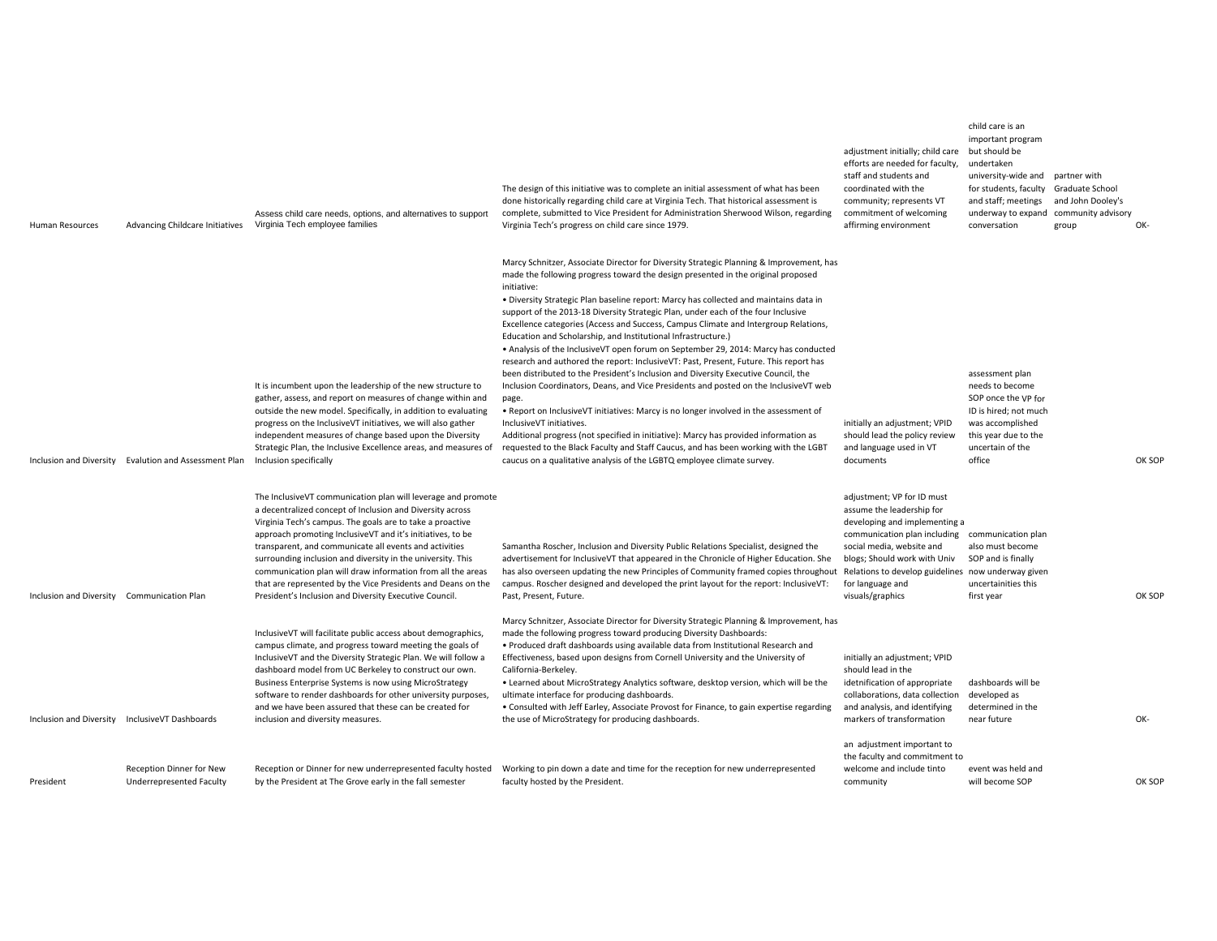| | | | | | | | |
|---|---|---|---|---|---|---|---|
| Human Resources | Advancing Childcare Initiatives | Assess child care needs, options, and alternatives to support Virginia Tech employee families | The design of this initiative was to complete an initial assessment of what has been done historically regarding child care at Virginia Tech. That historical assessment is complete, submitted to Vice President for Administration Sherwood Wilson, regarding Virginia Tech's progress on child care since 1979. | adjustment initially; child care efforts are needed for faculty, staff and students and coordinated with the community; represents VT commitment of welcoming affirming environment | child care is an important program but should be undertaken university-wide and for students, faculty and staff; meetings underway to expand conversation | partner with Graduate School and John Dooley's community advisory group | OK- |
| Inclusion and Diversity | Evalution and Assessment Plan | It is incumbent upon the leadership of the new structure to gather, assess, and report on measures of change within and outside the new model. Specifically, in addition to evaluating progress on the InclusiveVT initiatives, we will also gather independent measures of change based upon the Diversity Strategic Plan, the Inclusive Excellence areas, and measures of Inclusion specifically | Marcy Schnitzer, Associate Director for Diversity Strategic Planning & Improvement, has made the following progress toward the design presented in the original proposed initiative:<br>• Diversity Strategic Plan baseline report: Marcy has collected and maintains data in support of the 2013-18 Diversity Strategic Plan, under each of the four Inclusive Excellence categories (Access and Success, Campus Climate and Intergroup Relations, Education and Scholarship, and Institutional Infrastructure.)<br>• Analysis of the InclusiveVT open forum on September 29, 2014: Marcy has conducted research and authored the report: InclusiveVT: Past, Present, Future. This report has been distributed to the President's Inclusion and Diversity Executive Council, the Inclusion Coordinators, Deans, and Vice Presidents and posted on the InclusiveVT web page.<br>• Report on InclusiveVT initiatives: Marcy is no longer involved in the assessment of InclusiveVT initiatives.<br>Additional progress (not specified in initiative): Marcy has provided information as requested to the Black Faculty and Staff Caucus, and has been working with the LGBT caucus on a qualitative analysis of the LGBTQ employee climate survey. | initially an adjustment; VPID should lead the policy review and language used in VT documents | assessment plan needs to become SOP once the VP for ID is hired; not much was accomplished this year due to the uncertain of the office | | OK SOP |
| Inclusion and Diversity | Communication Plan | The InclusiveVT communication plan will leverage and promote a decentralized concept of Inclusion and Diversity across Virginia Tech's campus. The goals are to take a proactive approach promoting InclusiveVT and it's initiatives, to be transparent, and communicate all events and activities surrounding inclusion and diversity in the university. This communication plan will draw information from all the areas that are represented by the Vice Presidents and Deans on the President's Inclusion and Diversity Executive Council. | Samantha Roscher, Inclusion and Diversity Public Relations Specialist, designed the advertisement for InclusiveVT that appeared in the Chronicle of Higher Education. She has also overseen updating the new Principles of Community framed copies throughout campus. Roscher designed and developed the print layout for the report: InclusiveVT: Past, Present, Future. | adjustment; VP for ID must assume the leadership for developing and implementing a communication plan including social media, website and blogs; Should work with Univ Relations to develop guidelines for language and visuals/graphics | communication plan also must become SOP and is finally now underway given uncertainities this first year | | OK SOP |
| Inclusion and Diversity | InclusiveVT Dashboards | InclusiveVT will facilitate public access about demographics, campus climate, and progress toward meeting the goals of InclusiveVT and the Diversity Strategic Plan. We will follow a dashboard model from UC Berkeley to construct our own. Business Enterprise Systems is now using MicroStrategy software to render dashboards for other university purposes, and we have been assured that these can be created for inclusion and diversity measures. | Marcy Schnitzer, Associate Director for Diversity Strategic Planning & Improvement, has made the following progress toward producing Diversity Dashboards:<br>• Produced draft dashboards using available data from Institutional Research and Effectiveness, based upon designs from Cornell University and the University of California-Berkeley.<br>• Learned about MicroStrategy Analytics software, desktop version, which will be the ultimate interface for producing dashboards.<br>• Consulted with Jeff Earley, Associate Provost for Finance, to gain expertise regarding the use of MicroStrategy for producing dashboards. | initially an adjustment; VPID should lead in the idetnification of appropriate collaborations, data collection and analysis, and identifying markers of transformation | dashboards will be developed as determined in the near future | | OK- |
| President | Reception Dinner for New Underrepresented Faculty | Reception or Dinner for new underrepresented faculty hosted by the President at The Grove early in the fall semester | Working to pin down a date and time for the reception for new underrepresented faculty hosted by the President. | an adjustment important to the faculty and commitment to welcome and include tinto community | event was held and will become SOP | | OK SOP |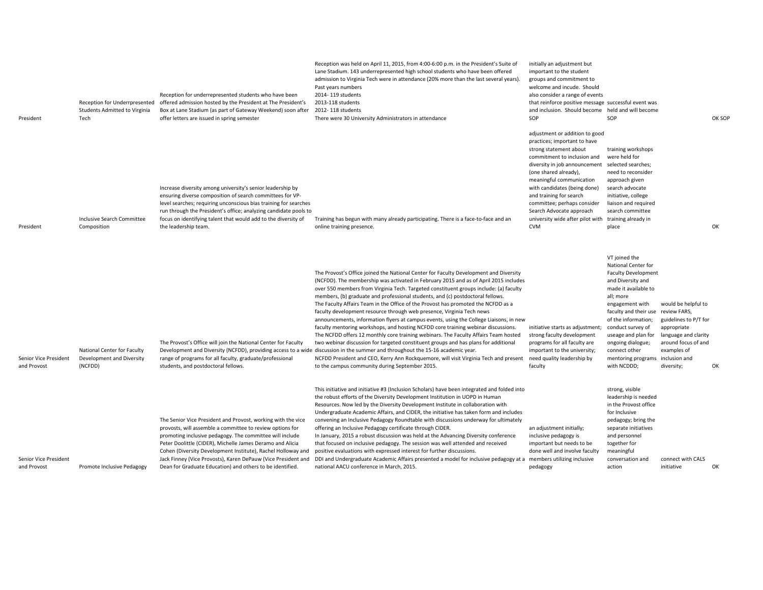| | | | | | | | |
|---|---|---|---|---|---|---|---|
| President | Reception for Underrpresented Students Admitted to Virginia Tech | Reception for underrepresented students who have been offered admission hosted by the President at The President's Box at Lane Stadium (as part of Gateway Weekend) soon after offer letters are issued in spring semester | Reception was held on April 11, 2015, from 4:00-6:00 p.m. in the President's Suite of Lane Stadium. 143 underrepresented high school students who have been offered admission to Virginia Tech were in attendance (20% more than the last several years). Past years numbers 2014- 119 students 2013-118 students 2012- 118 students There were 30 University Administrators in attendance | initially an adjustment but important to the student groups and commitment to welcome and incude. Should also consider a range of events that reinforce positive message and inclusion. Should become SOP | successful event was held and will become SOP | | OK SOP |
| President | Inclusive Search Committee Composition | Increase diversity among university's senior leadership by ensuring diverse composition of search committees for VP-level searches; requiring unconscious bias training for searches run through the President's office; analyzing candidate pools to focus on identifying talent that would add to the diversity of the leadership team. | Training has begun with many already participating. There is a face-to-face and an online training presence. | adjustment or addition to good practices; important to have strong statement about commitment to inclusion and diversity in job announcement (one shared already), meaningful communication with candidates (being done) and training for search committee; perhaps consider Search Advocate approach university wide after pilot with CVM | training workshops were held for selected searches; need to reconsider approach given search advocate initiative, college liaison and required search committee training already in place | | OK |
| Senior Vice President and Provost | National Center for Faculty Development and Diversity (NCFDD) | The Provost's Office will join the National Center for Faculty Development and Diversity (NCFDD), providing access to a wide range of programs for all faculty, graduate/professional students, and postdoctoral fellows. | The Provost's Office joined the National Center for Faculty Development and Diversity (NCFDD). The membership was activated in February 2015 and as of April 2015 includes over 550 members from Virginia Tech. Targeted constituent groups include: (a) faculty members, (b) graduate and professional students, and (c) postdoctoral fellows. The Faculty Affairs Team in the Office of the Provost has promoted the NCFDD as a faculty development resource through web presence, Virginia Tech news announcements, information flyers at campus events, using the College Liaisons, in new faculty mentoring workshops, and hosting NCFDD core training webinar discussions. The NCFDD offers 12 monthly core training webinars. The Faculty Affairs Team hosted two webinar discussion for targeted constituent groups and has plans for additional discussion in the summer and throughout the 15-16 academic year. NCFDD President and CEO, Kerry Ann Rockquemore, will visit Virginia Tech and present to the campus community during September 2015. | initiative starts as adjustment; strong faculty development programs for all faculty are important to the university; need quality leadership by faculty | VT joined the National Center for Faculty Development and Diversity and made it available to all; more engagement with faculty and their use of the information; conduct survey of useage and plan for ongoing dialogue; connect other mentoring programs with NCDDD; | would be helpful to review FARS, guidelines to P/T for appropriate language and clarity around focus of and examples of inclusion and diversity; | OK |
| Senior Vice President and Provost | Promote Inclusive Pedagogy | The Senior Vice President and Provost, working with the vice provosts, will assemble a committee to review options for promoting inclusive pedagogy. The committee will include Peter Doolittle (CIDER), Michelle James Deramo and Alicia Cohen (Diversity Development Institute), Rachel Holloway and Jack Finney (Vice Provosts), Karen DePauw (Vice President and Dean for Graduate Education) and others to be identified. | This initiative and initiative #3 (Inclusion Scholars) have been integrated and folded into the robust efforts of the Diversity Development Institution in UOPD in Human Resources. Now led by the Diversity Development Institute in collaboration with Undergraduate Academic Affairs, and CIDER, the initiative has taken form and includes convening an Inclusive Pedagogy Roundtable with discussions underway for ultimately offering an Inclusive Pedagogy certificate through CIDER. In January, 2015 a robust discussion was held at the Advancing Diversity conference that focused on inclusive pedagogy. The session was well attended and received positive evaluations with expressed interest for further discussions. DDI and Undergraduate Academic Affairs presented a model for inclusive pedagogy at a national AACU conference in March, 2015. | an adjustment initially; inclusive pedagogy is important but needs to be done well and involve faculty members utilizing inclusive pedagogy | strong, visible leadership is needed in the Provost office for Inclusive pedagogy; bring the separate initiatives and personnel together for meaningful conversation and action | connect with CALS initiative | OK |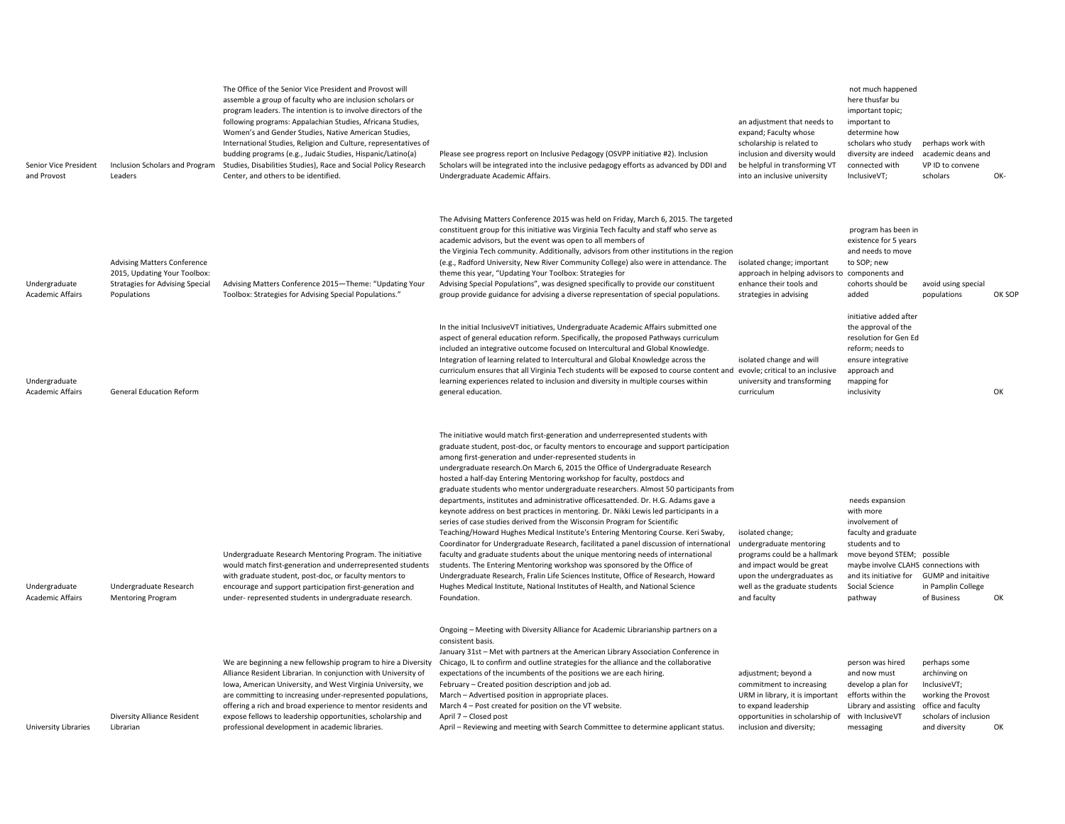| | | | | | | | |
|---|---|---|---|---|---|---|---|
| Senior Vice President and Provost | Inclusion Scholars and Program Leaders | The Office of the Senior Vice President and Provost will assemble a group of faculty who are inclusion scholars or program leaders. The intention is to involve directors of the following programs: Appalachian Studies, Africana Studies, Women's and Gender Studies, Native American Studies, International Studies, Religion and Culture, representatives of budding programs (e.g., Judaic Studies, Hispanic/Latino(a) Studies, Disabilities Studies), Race and Social Policy Research Center, and others to be identified. | Please see progress report on Inclusive Pedagogy (OSVPP initiative #2). Inclusion Scholars will be integrated into the inclusive pedagogy efforts as advanced by DDI and Undergraduate Academic Affairs. | an adjustment that needs to expand; Faculty whose scholarship is related to inclusion and diversity would be helpful in transforming VT into an inclusive university | not much happened here thusfar bu important topic; important to determine how scholars who study diversity are indeed connected with InclusiveVT; | perhaps work with academic deans and VP ID to convene scholars | OK- |
| Undergraduate Academic Affairs | Advising Matters Conference 2015, Updating Your Toolbox: Stratagies for Advising Special Populations | Advising Matters Conference 2015—Theme: "Updating Your Toolbox: Strategies for Advising Special Populations." | The Advising Matters Conference 2015 was held on Friday, March 6, 2015. The targeted constituent group for this initiative was Virginia Tech faculty and staff who serve as academic advisors, but the event was open to all members of the Virginia Tech community. Additionally, advisors from other institutions in the region (e.g., Radford University, New River Community College) also were in attendance. The theme this year, "Updating Your Toolbox: Strategies for Advising Special Populations", was designed specifically to provide our constituent group provide guidance for advising a diverse representation of special populations. | isolated change; important approach in helping advisors to enhance their tools and strategies in advising | program has been in existence for 5 years and needs to move to SOP; new components and cohorts should be added | avoid using special populations | OK SOP |
| Undergraduate Academic Affairs | General Education Reform | | In the initial InclusiveVT initiatives, Undergraduate Academic Affairs submitted one aspect of general education reform. Specifically, the proposed Pathways curriculum included an integrative outcome focused on Intercultural and Global Knowledge. Integration of learning related to Intercultural and Global Knowledge across the curriculum ensures that all Virginia Tech students will be exposed to course content and learning experiences related to inclusion and diversity in multiple courses within general education. | isolated change and will evovle; critical to an inclusive university and transforming curriculum | initiative added after the approval of the resolution for Gen Ed reform; needs to ensure integrative approach and mapping for inclusivity | | OK |
| Undergraduate Academic Affairs | Undergraduate Research Mentoring Program | Undergraduate Research Mentoring Program. The initiative would match first-generation and underrepresented students with graduate student, post-doc, or faculty mentors to encourage and support participation first-generation and under- represented students in undergraduate research. | The initiative would match first-generation and underrepresented students with graduate student, post-doc, or faculty mentors to encourage and support participation among first-generation and under-represented students in undergraduate research.On March 6, 2015 the Office of Undergraduate Research hosted a half-day Entering Mentoring workshop for faculty, postdocs and graduate students who mentor undergraduate researchers. Almost 50 participants from departments, institutes and administrative officesattended. Dr. H.G. Adams gave a keynote address on best practices in mentoring. Dr. Nikki Lewis led participants in a series of case studies derived from the Wisconsin Program for Scientific Teaching/Howard Hughes Medical Institute's Entering Mentoring Course. Keri Swaby, Coordinator for Undergraduate Research, facilitated a panel discussion of international faculty and graduate students about the unique mentoring needs of international students. The Entering Mentoring workshop was sponsored by the Office of Undergraduate Research, Fralin Life Sciences Institute, Office of Research, Howard Hughes Medical Institute, National Institutes of Health, and National Science Foundation. | isolated change; undergraduate mentoring programs could be a hallmark and impact would be great upon the undergraduates as well as the graduate students and faculty | needs expansion with more involvement of faculty and graduate students and to move beyond STEM; maybe involve CLAHS and its initiative for Social Science pathway | possible connections with GUMP and initaitive in Pamplin College of Business | OK |
| University Libraries | Diversity Alliance Resident Librarian | We are beginning a new fellowship program to hire a Diversity Alliance Resident Librarian. In conjunction with University of Iowa, American University, and West Virginia University, we are committing to increasing under-represented populations, offering a rich and broad experience to mentor residents and expose fellows to leadership opportunities, scholarship and professional development in academic libraries. | Ongoing – Meeting with Diversity Alliance for Academic Librarianship partners on a consistent basis.<br>January 31st – Met with partners at the American Library Association Conference in Chicago, IL to confirm and outline strategies for the alliance and the collaborative expectations of the incumbents of the positions we are each hiring.<br>February – Created position description and job ad.<br>March – Advertised position in appropriate places.<br>March 4 – Post created for position on the VT website.<br>April 7 – Closed post<br>April – Reviewing and meeting with Search Committee to determine applicant status. | adjustment; beyond a commitment to increasing URM in library, it is important to expand leadership opportunities in scholarship of inclusion and diversity; | person was hired and now must develop a plan for efforts within the Library and assisting with InclusiveVT messaging | perhaps some archinving on InclusiveVT; working the Provost office and faculty scholars of inclusion and diversity | OK |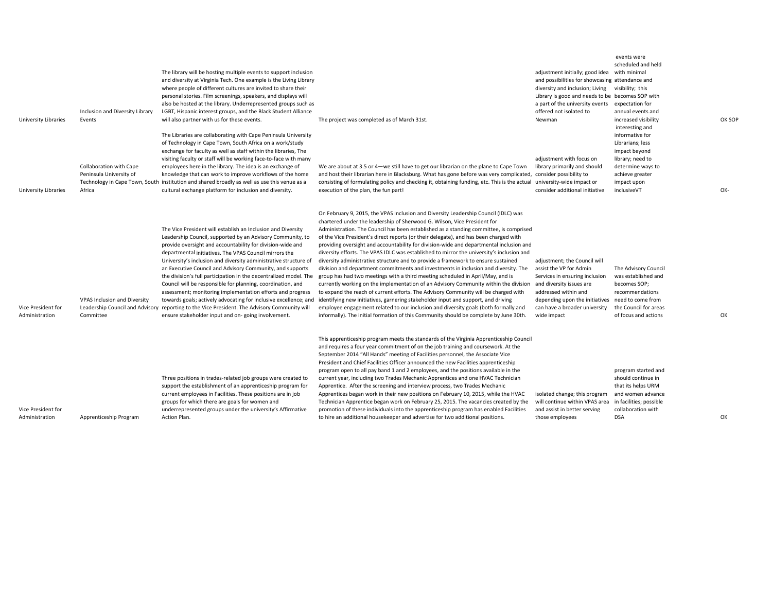| | | | | | | |
|---|---|---|---|---|---|---|
| University Libraries | Inclusion and Diversity Library Events | The library will be hosting multiple events to support inclusion and diversity at Virginia Tech. One example is the Living Library where people of different cultures are invited to share their personal stories. Film screenings, speakers, and displays will also be hosted at the library. Underrepresented groups such as LGBT, Hispanic interest groups, and the Black Student Alliance will also partner with us for these events. | The project was completed as of March 31st. | adjustment initially; good idea and possibilities for showcasing diversity and inclusion; Living Library is good and needs to be a part of the university events offered not isolated to Newman | events were scheduled and held with minimal attendance and visibility; this becomes SOP with expectation for annual events and increased visibility | OK SOP |
| University Libraries | Collaboration with Cape Peninsula University of Technology in Cape Town, South Africa | The Libraries are collaborating with Cape Peninsula University of Technology in Cape Town, South Africa on a work/study exchange for faculty as well as staff within the libraries, The visiting faculty or staff will be working face-to-face with many employees here in the library. The idea is an exchange of knowledge that can work to improve workflows of the home institution and shared broadly as well as use this venue as a cultural exchange platform for inclusion and diversity. | We are about at 3.5 or 4—we still have to get our librarian on the plane to Cape Town and host their librarian here in Blacksburg. What has gone before was very complicated, consisting of formulating policy and checking it, obtaining funding, etc. This is the actual execution of the plan, the fun part! | adjustment with focus on library primarily and should consider possibility to university-wide impact or consider additional initiative | interesting and informative for Librarians; less impact beyond library; need to determine ways to achieve greater impact upon inclusiveVT | OK- |
| Vice President for Administration | VPAS Inclusion and Diversity Leadership Council and Advisory Committee | The Vice President will establish an Inclusion and Diversity Leadership Council, supported by an Advisory Community, to provide oversight and accountability for division-wide and departmental initiatives. The VPAS Council mirrors the University's inclusion and diversity administrative structure of an Executive Council and Advisory Community, and supports the division's full participation in the decentralized model. The Council will be responsible for planning, coordination, and assessment; monitoring implementation efforts and progress towards goals; actively advocating for inclusive excellence; and reporting to the Vice President. The Advisory Community will ensure stakeholder input and on- going involvement. | On February 9, 2015, the VPAS Inclusion and Diversity Leadership Council (IDLC) was chartered under the leadership of Sherwood G. Wilson, Vice President for Administration. The Council has been established as a standing committee, is comprised of the Vice President's direct reports (or their delegate), and has been charged with providing oversight and accountability for division-wide and departmental inclusion and diversity efforts. The VPAS IDLC was established to mirror the university's inclusion and diversity administrative structure and to provide a framework to ensure sustained division and department commitments and investments in inclusion and diversity. The group has had two meetings with a third meeting scheduled in April/May, and is currently working on the implementation of an Advisory Community within the division to expand the reach of current efforts. The Advisory Community will be charged with identifying new initiatives, garnering stakeholder input and support, and driving employee engagement related to our inclusion and diversity goals (both formally and informally). The initial formation of this Community should be complete by June 30th. | adjustment; the Council will assist the VP for Admin Services in ensuring inclusion and diversity issues are addressed within and depending upon the initiatives can have a broader university wide impact | The Advisory Council was established and becomes SOP; recommendations need to come from the Council for areas of focus and actions | OK |
| Vice President for Administration | Apprenticeship Program | Three positions in trades-related job groups were created to support the establishment of an apprenticeship program for current employees in Facilities. These positions are in job groups for which there are goals for women and underrepresented groups under the university's Affirmative Action Plan. | This apprenticeship program meets the standards of the Virginia Apprenticeship Council and requires a four year commitment of on the job training and coursework. At the September 2014 "All Hands" meeting of Facilities personnel, the Associate Vice President and Chief Facilities Officer announced the new Facilities apprenticeship program open to all pay band 1 and 2 employees, and the positions available in the current year, including two Trades Mechanic Apprentices and one HVAC Technician Apprentice. After the screening and interview process, two Trades Mechanic Apprentices began work in their new positions on February 10, 2015, while the HVAC Technician Apprentice began work on February 25, 2015. The vacancies created by the promotion of these individuals into the apprenticeship program has enabled Facilities to hire an additional housekeeper and advertise for two additional positions. | isolated change; this program will continue within VPAS area and assist in better serving those employees | program started and should continue in that its helps URM and women advance in facilities; possible collaboration with DSA | OK |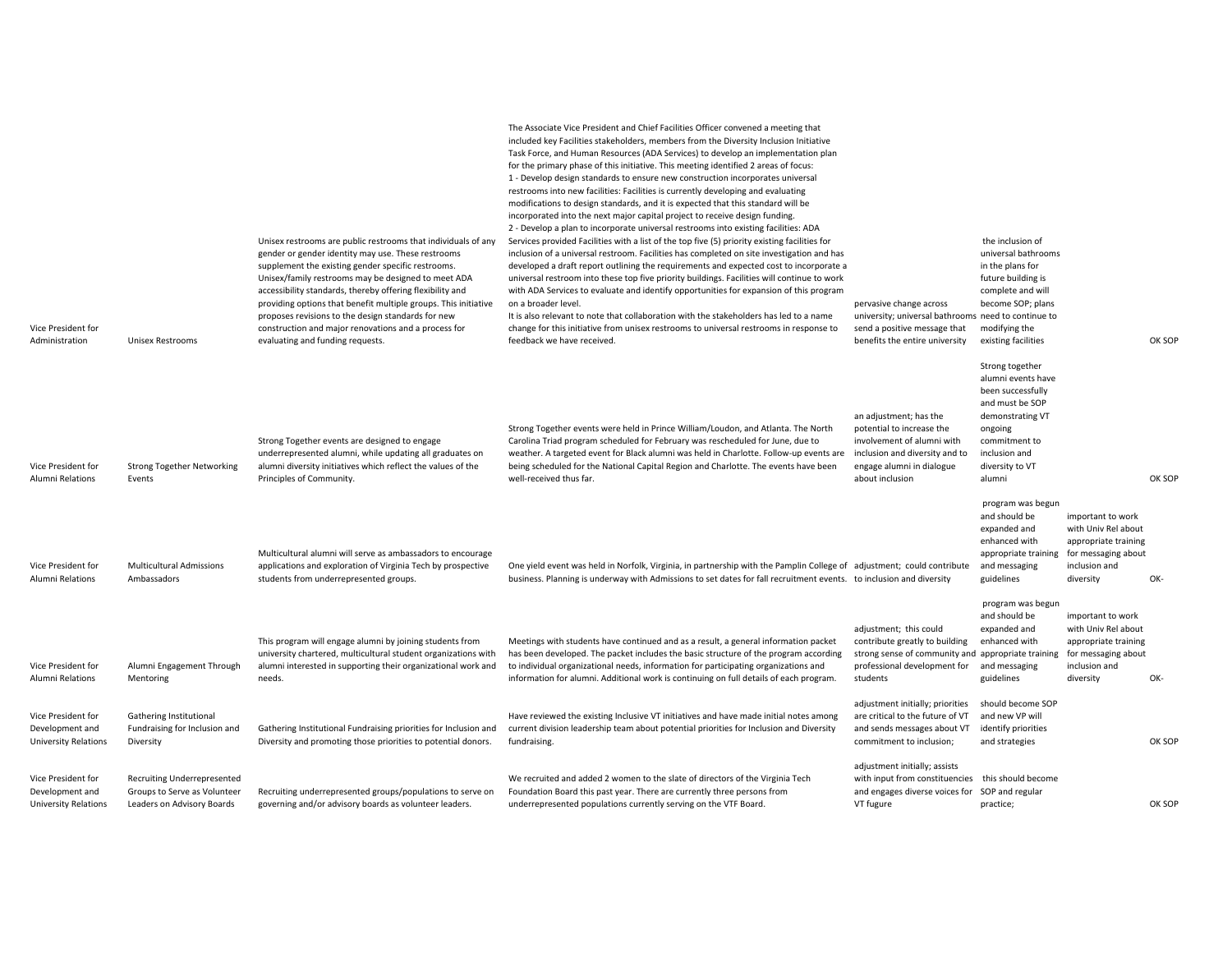| | | | | | | | |
|---|---|---|---|---|---|---|---|
| Vice President for Administration | Unisex Restrooms | Unisex restrooms are public restrooms that individuals of any gender or gender identity may use. These restrooms supplement the existing gender specific restrooms. Unisex/family restrooms may be designed to meet ADA accessibility standards, thereby offering flexibility and providing options that benefit multiple groups. This initiative proposes revisions to the design standards for new construction and major renovations and a process for evaluating and funding requests. | The Associate Vice President and Chief Facilities Officer convened a meeting that included key Facilities stakeholders, members from the Diversity Inclusion Initiative Task Force, and Human Resources (ADA Services) to develop an implementation plan for the primary phase of this initiative. This meeting identified 2 areas of focus: 1 - Develop design standards to ensure new construction incorporates universal restrooms into new facilities: Facilities is currently developing and evaluating modifications to design standards, and it is expected that this standard will be incorporated into the next major capital project to receive design funding. 2 - Develop a plan to incorporate universal restrooms into existing facilities: ADA Services provided Facilities with a list of the top five (5) priority existing facilities for inclusion of a universal restroom. Facilities has completed on site investigation and has developed a draft report outlining the requirements and expected cost to incorporate a universal restroom into these top five priority buildings. Facilities will continue to work with ADA Services to evaluate and identify opportunities for expansion of this program on a broader level. It is also relevant to note that collaboration with the stakeholders has led to a name change for this initiative from unisex restrooms to universal restrooms in response to feedback we have received. | pervasive change across university; universal bathrooms send a positive message that benefits the entire university | the inclusion of universal bathrooms in the plans for future building is complete and will become SOP; plans need to continue to modifying the existing facilities | | OK SOP |
| Vice President for Alumni Relations | Strong Together Networking Events | Strong Together events are designed to engage underrepresented alumni, while updating all graduates on alumni diversity initiatives which reflect the values of the Principles of Community. | Strong Together events were held in Prince William/Loudon, and Atlanta. The North Carolina Triad program scheduled for February was rescheduled for June, due to weather. A targeted event for Black alumni was held in Charlotte. Follow-up events are being scheduled for the National Capital Region and Charlotte. The events have been well-received thus far. | an adjustment; has the potential to increase the involvement of alumni with inclusion and diversity and to engage alumni in dialogue about inclusion | Strong together alumni events have been successfully and must be SOP demonstrating VT ongoing commitment to inclusion and diversity to VT alumni | | OK SOP |
| Vice President for Alumni Relations | Multicultural Admissions Ambassadors | Multicultural alumni will serve as ambassadors to encourage applications and exploration of Virginia Tech by prospective students from underrepresented groups. | One yield event was held in Norfolk, Virginia, in partnership with the Pamplin College of business. Planning is underway with Admissions to set dates for fall recruitment events. | adjustment; could contribute to inclusion and diversity | program was begun and should be expanded and enhanced with appropriate training and messaging guidelines | important to work with Univ Rel about appropriate training for messaging about inclusion and diversity | OK- |
| Vice President for Alumni Relations | Alumni Engagement Through Mentoring | This program will engage alumni by joining students from university chartered, multicultural student organizations with alumni interested in supporting their organizational work and needs. | Meetings with students have continued and as a result, a general information packet has been developed. The packet includes the basic structure of the program according to individual organizational needs, information for participating organizations and information for alumni. Additional work is continuing on full details of each program. | adjustment; this could contribute greatly to building strong sense of community and professional development for students | program was begun and should be expanded and enhanced with appropriate training and messaging guidelines | important to work with Univ Rel about appropriate training for messaging about inclusion and diversity | OK- |
| Vice President for Development and University Relations | Gathering Institutional Fundraising for Inclusion and Diversity | Gathering Institutional Fundraising priorities for Inclusion and Diversity and promoting those priorities to potential donors. | Have reviewed the existing Inclusive VT initiatives and have made initial notes among current division leadership team about potential priorities for Inclusion and Diversity fundraising. | adjustment initially; priorities are critical to the future of VT and sends messages about VT commitment to inclusion; | should become SOP and new VP will identify priorities and strategies | | OK SOP |
| Vice President for Development and University Relations | Recruiting Underrepresented Groups to Serve as Volunteer Leaders on Advisory Boards | Recruiting underrepresented groups/populations to serve on governing and/or advisory boards as volunteer leaders. | We recruited and added 2 women to the slate of directors of the Virginia Tech Foundation Board this past year. There are currently three persons from underrepresented populations currently serving on the VTF Board. | adjustment initially; assists with input from constituencies and engages diverse voices for VT fugure | this should become SOP and regular practice; | | OK SOP |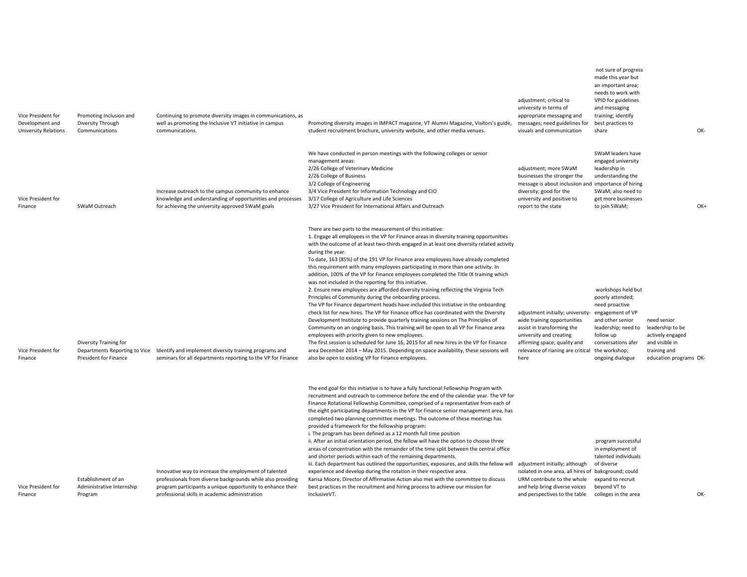| | | | | | | | |
|---|---|---|---|---|---|---|---|
| Vice President for Development and University Relations | Promoting Inclusion and Diversity Through Communications | Continuing to promote diversity images in communications, as well as promoting the Inclusive VT initiative in campus communications. | Promoting diversity images in IMPACT magazine, VT Alumni Magazine, Visitors's guide, student recruitment brochure, university website, and other media venues. | adjustment; critical to university in terms of appropriate messaging and messages; need guidelines for visuals and communication | not sure of progress made this year but an important area; needs to work with VPID for guidelines and messaging training; identify best practices to share | | OK- |
| Vice President for Finance | SWaM Outreach | Increase outreach to the campus community to enhance knowledge and understanding of opportunities and processes for achieving the university approved SWaM goals | We have conducted in person meetings with the following colleges or senior management areas:<br>2/26 College of Veterinary Medicine<br>2/26 College of Business<br>3/2 College of Engineering<br>3/4 Vice President for Information Technology and CIO<br>3/17 College of Agriculture and Life Sciences<br>3/27 Vice President for International Affairs and Outreach | adjustment; more SWaM businesses the stronger the message is about inclusiion and diversity; good for the university and positive to report to the state | SWaM leaders have engaged university leadership in understanding the importance of hiring SWaM; also need to get more businesses to join SWaM; | | OK+ |
| Vice President for Finance | Diversity Training for Departments Reporting to Vice President for Finance | Identify and implement diversity training programs and seminars for all departments reporting to the VP for Finance | There are two parts to the measurement of this initiative:<br>1. Engage all employees in the VP for Finance areas in diversity training opportunities with the outcome of at least two-thirds engaged in at least one diversity related activity during the year.<br>To date, 163 (85%) of the 191 VP for Finance area employees have already completed this requirement with many employees participating in more than one activity. In addition, 100% of the VP for Finance employees completed the Title IX training which was not included in the reporting for this initiative.<br>2. Ensure new employees are afforded diversity training reflecting the Virginia Tech Principles of Community during the onboarding process.<br>The VP for Finance department heads have included this initiative in the onboarding check list for new hires. The VP for Finance office has coordinated with the Diversity Development Institute to provide quarterly training sessions on The Principles of Community on an ongoing basis. This training will be open to all VP for Finance area employees with priority given to new employees.<br>The first session is scheduled for June 16, 2015 for all new hires in the VP for Finance area December 2014 – May 2015. Depending on space availability, these sessions will also be open to existing VP for Finance employees. | adjustment initially; university-wide training opportunities assist in transforming the university and creating affirming space; quality and relevance of rianing are critical here | workshops held but poorly attended; need proactive engagement of VP and other senior leadership; need to follow up conversations afer the workshop; ongoing dialogue | need senior leadership to be actively engaged and visible in training and education programs | OK- |
| Vice President for Finance | Establishment of an Administrative Internship Program | Innovative way to increase the employment of talented professionals from diverse backgrounds while also providing program participants a unique opportunity to enhance their professional skills in academic administration | The end goal for this initiative is to have a fully functional Fellowship Program with recruitment and outreach to commence before the end of the calendar year. The VP for Finance Rotational Fellowship Committee, comprised of a representative from each of the eight participating departments in the VP for Finance senior management area, has completed two planning committee meetings. The outcome of these meetings has provided a framework for the fellowship program:<br>i. The program has been defined as a 12 month full time position<br>ii. After an initial orientation period, the fellow will have the option to choose three areas of concentration with the remainder of the time split between the central office and shorter periods within each of the remaining departments.<br>iii. Each department has outlined the opportunities, exposures, and skills the fellow will experience and develop during the rotation in their respective area.<br>Karisa Moore, Director of Affirmative Action also met with the committee to discuss best practices in the recruitment and hiring process to achieve our mission for InclusiveVT. | adjustment initially; although isolated in one area, all hires of URM contribute to the whole and help bring diverse voices and perspectives to the table | program successful in employment of talented individuals of diverse bakcground; could expand to recruit beyond VT to colleges in the area | | OK- |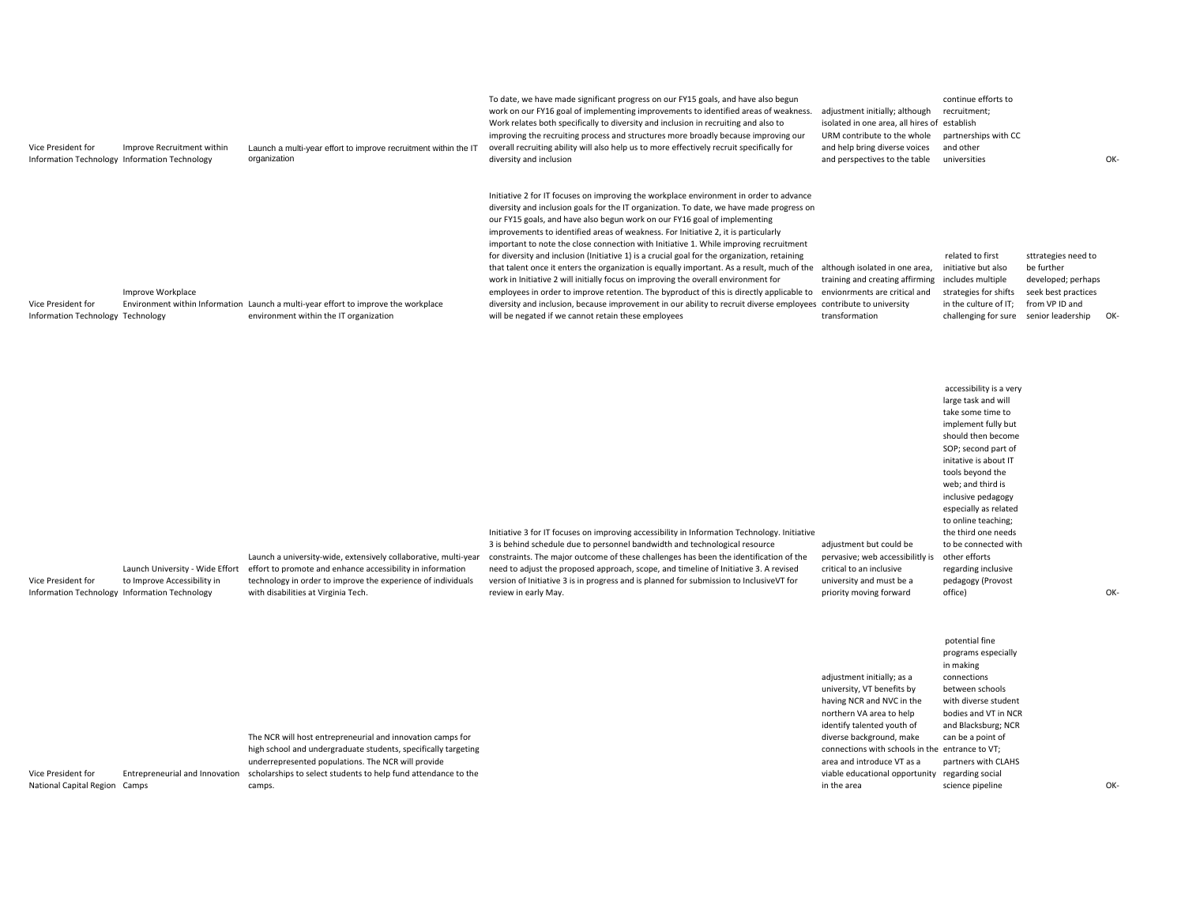| | | | | | | | |
|---|---|---|---|---|---|---|---|
| Vice President for Information Technology | Improve Recruitment within Information Technology | Launch a multi-year effort to improve recruitment within the IT organization | To date, we have made significant progress on our FY15 goals, and have also begun work on our FY16 goal of implementing improvements to identified areas of weakness. Work relates both specifically to diversity and inclusion in recruiting and also to improving the recruiting process and structures more broadly because improving our overall recruiting ability will also help us to more effectively recruit specifically for diversity and inclusion | adjustment initially; although isolated in one area, all hires of URM contribute to the whole and help bring diverse voices and perspectives to the table | continue efforts to recruitment; establish partnerships with CC and other universities | | OK- |
| Vice President for Information Technology | Improve Workplace Environment within Information Technology | Launch a multi-year effort to improve the workplace environment within the IT organization | Initiative 2 for IT focuses on improving the workplace environment in order to advance diversity and inclusion goals for the IT organization. To date, we have made progress on our FY15 goals, and have also begun work on our FY16 goal of implementing improvements to identified areas of weakness. For Initiative 2, it is particularly important to note the close connection with Initiative 1. While improving recruitment for diversity and inclusion (Initiative 1) is a crucial goal for the organization, retaining that talent once it enters the organization is equally important. As a result, much of the work in Initiative 2 will initially focus on improving the overall environment for employees in order to improve retention. The byproduct of this is directly applicable to diversity and inclusion, because improvement in our ability to recruit diverse employees will be negated if we cannot retain these employees | although isolated in one area, training and creating affirming envionrments are critical and contribute to university transformation | related to first initiative but also includes multiple strategies for shifts in the culture of IT; challenging for sure | sttrategies need to be further developed; perhaps seek best practices from VP ID and senior leadership | OK- |
| Vice President for Information Technology | Launch University - Wide Effort to Improve Accessibility in Information Technology | Launch a university-wide, extensively collaborative, multi-year effort to promote and enhance accessibility in information technology in order to improve the experience of individuals with disabilities at Virginia Tech. | Initiative 3 for IT focuses on improving accessibility in Information Technology. Initiative 3 is behind schedule due to personnel bandwidth and technological resource constraints. The major outcome of these challenges has been the identification of the need to adjust the proposed approach, scope, and timeline of Initiative 3. A revised version of Initiative 3 is in progress and is planned for submission to InclusiveVT for review in early May. | adjustment but could be pervasive; web accessibilitly is critical to an inclusive university and must be a priority moving forward | accessibility is a very large task and will take some time to implement fully but should then become SOP; second part of initative is about IT tools beyond the web; and third is inclusive pedagogy especially as related to online teaching; the third one needs to be connected with other efforts regarding inclusive pedagogy (Provost office) | | OK- |
| Vice President for National Capital Region | Entrepreneurial and Innovation Camps | The NCR will host entrepreneurial and innovation camps for high school and undergraduate students, specifically targeting underrepresented populations. The NCR will provide scholarships to select students to help fund attendance to the camps. | | adjustment initially; as a university, VT benefits by having NCR and NVC in the northern VA area to help identify talented youth of diverse background, make connections with schools in the area and introduce VT as a viable educational opportunity in the area | potential fine programs especially in making connections between schools with diverse student bodies and VT in NCR and Blacksburg; NCR can be a point of entrance to VT; partners with CLAHS regarding social science pipeline | | OK- |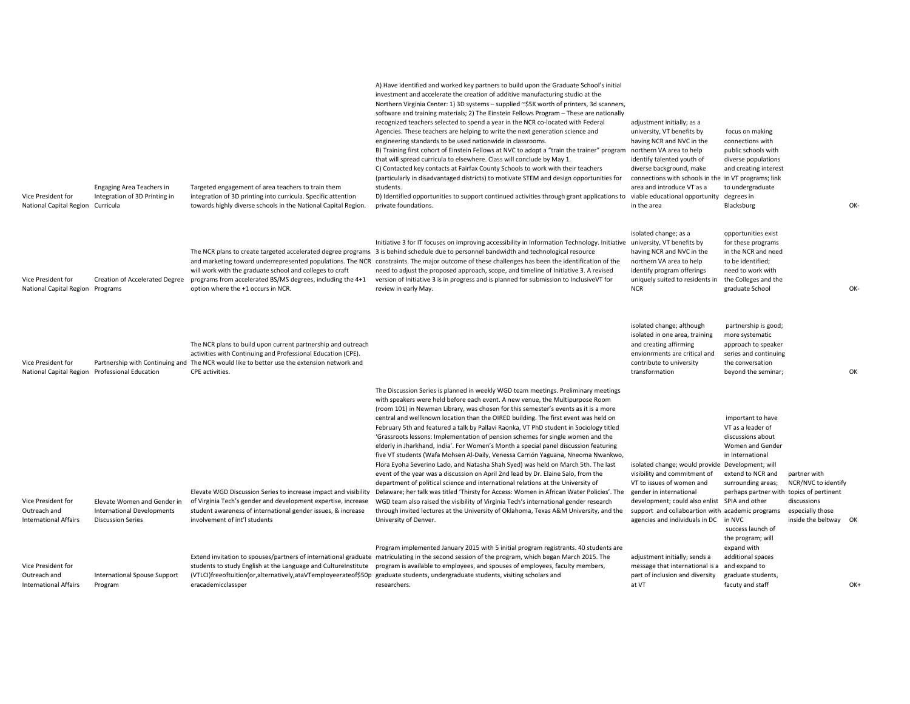| | | | | | | | |
|---|---|---|---|---|---|---|---|
| Vice President for National Capital Region | Engaging Area Teachers in Integration of 3D Printing in Curricula | Targeted engagement of area teachers to train them integration of 3D printing into curricula. Specific attention towards highly diverse schools in the National Capital Region. | A) Have identified and worked key partners to build upon the Graduate School's initial investment and accelerate the creation of additive manufacturing studio at the Northern Virginia Center: 1) 3D systems – supplied ~$5K worth of printers, 3d scanners, software and training materials; 2) The Einstein Fellows Program – These are nationally recognized teachers selected to spend a year in the NCR co-located with Federal Agencies. These teachers are helping to write the next generation science and engineering standards to be used nationwide in classrooms.<br>B) Training first cohort of Einstein Fellows at NVC to adopt a "train the trainer" program that will spread curricula to elsewhere. Class will conclude by May 1.<br>C) Contacted key contacts at Fairfax County Schools to work with their teachers (particularly in disadvantaged districts) to motivate STEM and design opportunities for students.<br>D) Identified opportunities to support continued activities through grant applications to private foundations. | adjustment initially; as a university, VT benefits by having NCR and NVC in the northern VA area to help identify talented youth of diverse background, make connections with schools in the area and introduce VT as a viable educational opportunity in the area | focus on making connections with public schools with diverse populations and creating interest in VT programs; link to undergraduate degrees in Blacksburg | | OK- |
| Vice President for National Capital Region | Creation of Accelerated Degree Programs | The NCR plans to create targeted accelerated degree programs and marketing toward underrepresented populations. The NCR will work with the graduate school and colleges to craft programs from accelerated BS/MS degrees, including the 4+1 option where the +1 occurs in NCR. | Initiative 3 for IT focuses on improving accessibility in Information Technology. Initiative 3 is behind schedule due to personnel bandwidth and technological resource constraints. The major outcome of these challenges has been the identification of the need to adjust the proposed approach, scope, and timeline of Initiative 3. A revised version of Initiative 3 is in progress and is planned for submission to InclusiveVT for review in early May. | isolated change; as a university, VT benefits by having NCR and NVC in the northern VA area to help identify program offerings uniquely suited to residents in NCR | opportunities exist for these programs in the NCR and need to be identified; need to work with the Colleges and the graduate School | | OK- |
| Vice President for National Capital Region | Partnership with Continuing and Professional Education | The NCR plans to build upon current partnership and outreach activities with Continuing and Professional Education (CPE). The NCR would like to better use the extension network and CPE activities. | | isolated change; although isolated in one area, training and creating affirming envionrments are critical and contribute to university transformation | partnership is good; more systematic approach to speaker series and continuing the conversation beyond the seminar; | | OK |
| Vice President for Outreach and International Affairs | Elevate Women and Gender in International Developments Discussion Series | Elevate WGD Discussion Series to increase impact and visibility of Virginia Tech's gender and development expertise, increase student awareness of international gender issues, & increase involvement of int'l students | The Discussion Series is planned in weekly WGD team meetings. Preliminary meetings with speakers were held before each event. A new venue, the Multipurpose Room (room 101) in Newman Library, was chosen for this semester's events as it is a more central and wellknown location than the OIRED building. The first event was held on February 5th and featured a talk by Pallavi Raonka, VT PhD student in Sociology titled 'Grassroots lessons: Implementation of pension schemes for single women and the elderly in Jharkhand, India'. For Women's Month a special panel discussion featuring five VT students (Wafa Mohsen Al-Daily, Venessa Carrión Yaguana, Nneoma Nwankwo, Flora Eyoha Severino Lado, and Natasha Shah Syed) was held on March 5th. The last event of the year was a discussion on April 2nd lead by Dr. Elaine Salo, from the department of political science and international relations at the University of Delaware; her talk was titled 'Thirsty for Access: Women in African Water Policies'. The WGD team also raised the visibility of Virginia Tech's international gender research through invited lectures at the University of Oklahoma, Texas A&M University, and the University of Denver. | isolated change; would provide visibility and commitment of VT to issues of women and gender in international development; could also enlist support and collaboartion with agencies and individuals in DC | important to have VT as a leader of discussions about Women and Gender in International Development; will extend to NCR and surrounding areas; perhaps partner with SPIA and other academic programs in NVC | partner with NCR/NVC to identify topics of pertinent discussions especially those inside the beltway | OK |
| Vice President for Outreach and International Affairs | International Spouse Support Program | Extend invitation to spouses/partners of international graduate students to study English at the Language and CultureInstitute (VTLCI)freeoftuition(or,alternatively,ataVTemployeerateof$50p eracademicclassper | Program implemented January 2015 with 5 initial program registrants. 40 students are matriculating in the second session of the program, which began March 2015. The program is available to employees, and spouses of employees, faculty members, graduate students, undergraduate students, visiting scholars and researchers. | adjustment initially; sends a message that international is a part of inclusion and diversity at VT | success launch of the program; will expand with additional spaces and expand to graduate students, facuty and staff | | OK+ |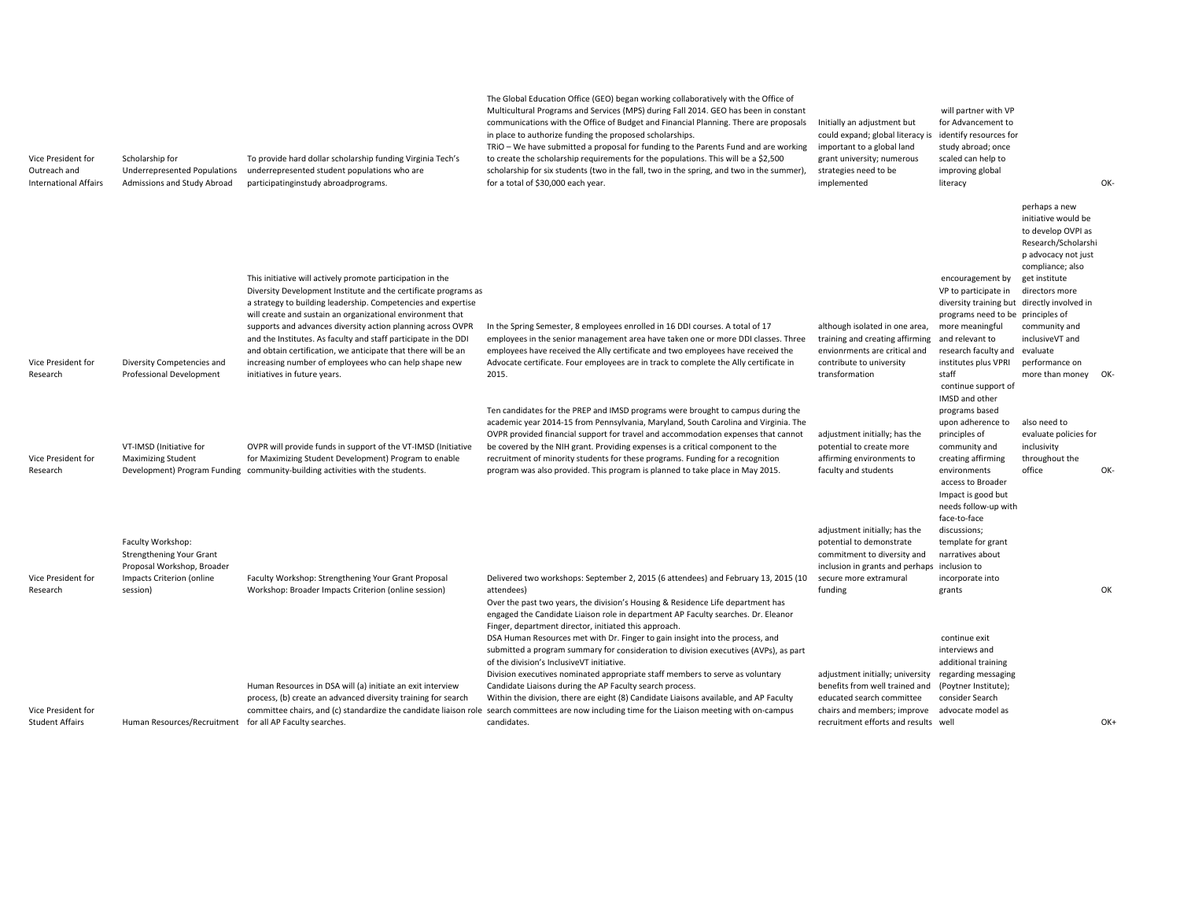| | | | | | | | |
|---|---|---|---|---|---|---|---|
| Vice President for Outreach and International Affairs | Scholarship for Underrepresented Populations Admissions and Study Abroad | To provide hard dollar scholarship funding Virginia Tech's underrepresented student populations who are participatinginstudy abroadprograms. | The Global Education Office (GEO) began working collaboratively with the Office of Multicultural Programs and Services (MPS) during Fall 2014. GEO has been in constant communications with the Office of Budget and Financial Planning. There are proposals in place to authorize funding the proposed scholarships. TRiO – We have submitted a proposal for funding to the Parents Fund and are working to create the scholarship requirements for the populations. This will be a $2,500 scholarship for six students (two in the fall, two in the spring, and two in the summer), for a total of $30,000 each year. | Initially an adjustment but could expand; global literacy is important to a global land grant university; numerous strategies need to be implemented | will partner with VP for Advancement to identify resources for study abroad; once scaled can help to improving global literacy | | OK- |
| Vice President for Research | Diversity Competencies and Professional Development | This initiative will actively promote participation in the Diversity Development Institute and the certificate programs as a strategy to building leadership. Competencies and expertise will create and sustain an organizational environment that supports and advances diversity action planning across OVPR and the Institutes. As faculty and staff participate in the DDI and obtain certification, we anticipate that there will be an increasing number of employees who can help shape new initiatives in future years. | In the Spring Semester, 8 employees enrolled in 16 DDI courses. A total of 17 employees in the senior management area have taken one or more DDI classes. Three employees have received the Ally certificate and two employees have received the Advocate certificate. Four employees are in track to complete the Ally certificate in 2015. | although isolated in one area, training and creating affirming envionrments are critical and contribute to university transformation | encouragement by VP to participate in diversity training but programs need to be more meaningful and relevant to research faculty and institutes plus VPRI staff | perhaps a new initiative would be to develop OVPI as Research/Scholarship advocacy not just compliance; also get institute directors more directly involved in principles of community and inclusiveVT and evaluate performance on more than money | OK- |
| Vice President for Research | VT-IMSD (Initiative for Maximizing Student Development) Program Funding | OVPR will provide funds in support of the VT-IMSD (Initiative for Maximizing Student Development) Program to enable community-building activities with the students. | Ten candidates for the PREP and IMSD programs were brought to campus during the academic year 2014-15 from Pennsylvania, Maryland, South Carolina and Virginia. The OVPR provided financial support for travel and accommodation expenses that cannot be covered by the NIH grant. Providing expenses is a critical component to the recruitment of minority students for these programs. Funding for a recognition program was also provided. This program is planned to take place in May 2015. | adjustment initially; has the potential to create more affirming environments to faculty and students | continue support of IMSD and other programs based upon adherence to principles of community and creating affirming environments | also need to evaluate policies for inclusivity throughout the office | OK- |
| Vice President for Research | Faculty Workshop: Strengthening Your Grant Proposal Workshop, Broader Impacts Criterion (online session) | Faculty Workshop: Strengthening Your Grant Proposal Workshop: Broader Impacts Criterion (online session) | Delivered two workshops: September 2, 2015 (6 attendees) and February 13, 2015 (10 attendees) | adjustment initially; has the potential to demonstrate commitment to diversity and inclusion in grants and perhaps secure more extramural funding | access to Broader Impact is good but needs follow-up with face-to-face discussions; template for grant narratives about inclusion to incorporate into grants | | OK |
| Vice President for Student Affairs | Human Resources/Recruitment | Human Resources in DSA will (a) initiate an exit interview process, (b) create an advanced diversity training for search committee chairs, and (c) standardize the candidate liaison role for all AP Faculty searches. | Over the past two years, the division's Housing & Residence Life department has engaged the Candidate Liaison role in department AP Faculty searches. Dr. Eleanor Finger, department director, initiated this approach. DSA Human Resources met with Dr. Finger to gain insight into the process, and submitted a program summary for consideration to division executives (AVPs), as part of the division's InclusiveVT initiative. Division executives nominated appropriate staff members to serve as voluntary Candidate Liaisons during the AP Faculty search process. Within the division, there are eight (8) Candidate Liaisons available, and AP Faculty search committees are now including time for the Liaison meeting with on-campus candidates. | adjustment initially; university benefits from well trained and educated search committee chairs and members; improve recruitment efforts and results | continue exit interviews and additional training regarding messaging (Poytner Institute); consider Search advocate model as well | | OK+ |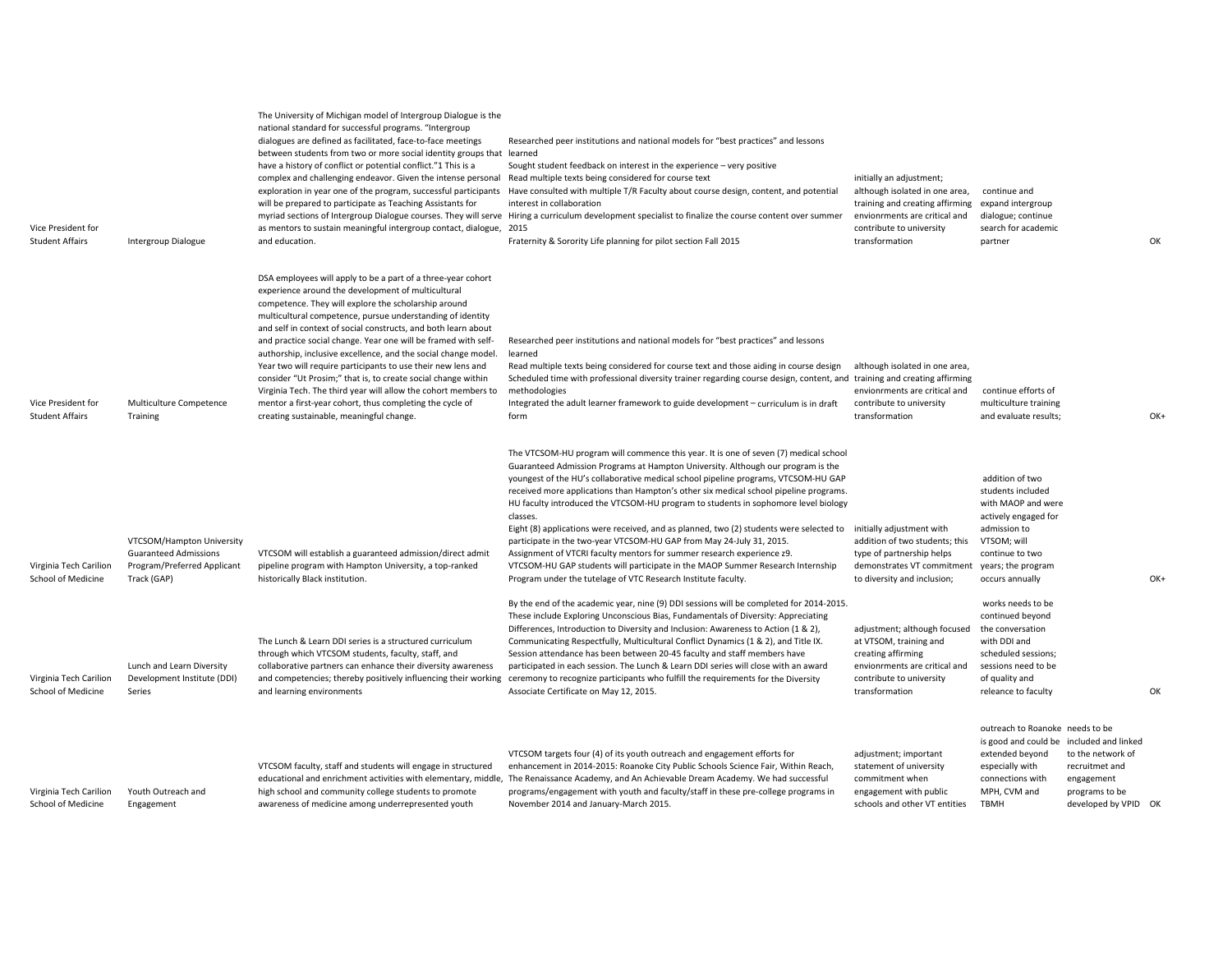| | | | | | | | |
|---|---|---|---|---|---|---|---|
| Vice President for Student Affairs | Intergroup Dialogue | The University of Michigan model of Intergroup Dialogue is the national standard for successful programs. "Intergroup dialogues are defined as facilitated, face-to-face meetings between students from two or more social identity groups that have a history of conflict or potential conflict."1 This is a complex and challenging endeavor. Given the intense personal exploration in year one of the program, successful participants will be prepared to participate as Teaching Assistants for myriad sections of Intergroup Dialogue courses. They will serve as mentors to sustain meaningful intergroup contact, dialogue, and education. | Researched peer institutions and national models for "best practices" and lessons learned<br>Sought student feedback on interest in the experience – very positive<br>Read multiple texts being considered for course text<br>Have consulted with multiple T/R Faculty about course design, content, and potential interest in collaboration<br>Hiring a curriculum development specialist to finalize the course content over summer 2015<br>Fraternity & Sorority Life planning for pilot section Fall 2015 | initially an adjustment; although isolated in one area, training and creating affirming envionrments are critical and contribute to university transformation | continue and expand intergroup dialogue; continue search for academic partner | | OK |
| Vice President for Student Affairs | Multiculture Competence Training | DSA employees will apply to be a part of a three-year cohort experience around the development of multicultural competence. They will explore the scholarship around multicultural competence, pursue understanding of identity and self in context of social constructs, and both learn about and practice social change. Year one will be framed with self-authorship, inclusive excellence, and the social change model. Year two will require participants to use their new lens and consider "Ut Prosim;" that is, to create social change within Virginia Tech. The third year will allow the cohort members to mentor a first-year cohort, thus completing the cycle of creating sustainable, meaningful change. | Researched peer institutions and national models for "best practices" and lessons learned<br>Read multiple texts being considered for course text and those aiding in course design<br>Scheduled time with professional diversity trainer regarding course design, content, and methodologies<br>Integrated the adult learner framework to guide development – curriculum is in draft form | although isolated in one area, training and creating affirming envionrments are critical and contribute to university transformation | continue efforts of multiculture training and evaluate results; | | OK+ |
| Virginia Tech Carilion School of Medicine | VTCSOM/Hampton University Guaranteed Admissions Program/Preferred Applicant Track (GAP) | VTCSOM will establish a guaranteed admission/direct admit pipeline program with Hampton University, a top-ranked historically Black institution. | The VTCSOM-HU program will commence this year. It is one of seven (7) medical school Guaranteed Admission Programs at Hampton University. Although our program is the youngest of the HU's collaborative medical school pipeline programs, VTCSOM-HU GAP received more applications than Hampton's other six medical school pipeline programs. HU faculty introduced the VTCSOM-HU program to students in sophomore level biology classes.<br>Eight (8) applications were received, and as planned, two (2) students were selected to participate in the two-year VTCSOM-HU GAP from May 24-July 31, 2015.<br>Assignment of VTCRI faculty mentors for summer research experience z9.<br>VTCSOM-HU GAP students will participate in the MAOP Summer Research Internship Program under the tutelage of VTC Research Institute faculty. | initially adjustment with addition of two students; this type of partnership helps demonstrates VT commitment to diversity and inclusion; | addition of two students included with MAOP and were actively engaged for admission to VTSOM; will continue to two years; the program occurs annually | | OK+ |
| Virginia Tech Carilion School of Medicine | Lunch and Learn Diversity Development Institute (DDI) Series | The Lunch & Learn DDI series is a structured curriculum through which VTCSOM students, faculty, staff, and collaborative partners can enhance their diversity awareness and competencies; thereby positively influencing their working and learning environments | By the end of the academic year, nine (9) DDI sessions will be completed for 2014-2015. These include Exploring Unconscious Bias, Fundamentals of Diversity: Appreciating Differences, Introduction to Diversity and Inclusion: Awareness to Action (1 & 2), Communicating Respectfully, Multicultural Conflict Dynamics (1 & 2), and Title IX. Session attendance has been between 20-45 faculty and staff members have participated in each session. The Lunch & Learn DDI series will close with an award ceremony to recognize participants who fulfill the requirements for the Diversity Associate Certificate on May 12, 2015. | adjustment; although focused at VTSOM, training and creating affirming envionrments are critical and contribute to university transformation | works needs to be continued beyond the conversation with DDI and scheduled sessions; sessions need to be of quality and releance to faculty | | OK |
| Virginia Tech Carilion School of Medicine | Youth Outreach and Engagement | VTCSOM faculty, staff and students will engage in structured educational and enrichment activities with elementary, middle, high school and community college students to promote awareness of medicine among underrepresented youth | VTCSOM targets four (4) of its youth outreach and engagement efforts for enhancement in 2014-2015: Roanoke City Public Schools Science Fair, Within Reach, The Renaissance Academy, and An Achievable Dream Academy. We had successful programs/engagement with youth and faculty/staff in these pre-college programs in November 2014 and January-March 2015. | adjustment; important statement of university commitment when engagement with public schools and other VT entities | outreach to Roanoke is good and could be extended beyond especially with connections with MPH, CVM and TBMH | needs to be included and linked to the network of recruitmet and engagement programs to be developed by VPID | OK |